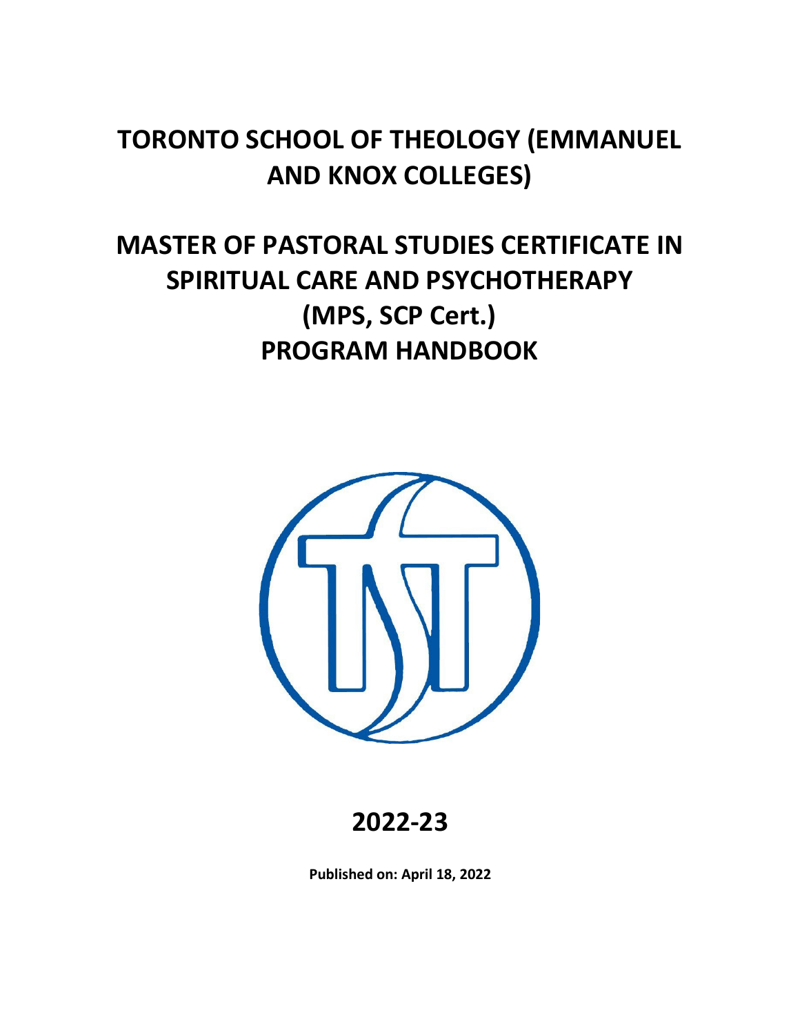# TORONTO SCHOOL OF THEOLOGY (EMMANUEL AND KNOX COLLEGES)

# MASTER OF PASTORAL STUDIES CERTIFICATE IN SPIRITUAL CARE AND PSYCHOTHERAPY (MPS, SCP Cert.) PROGRAM HANDBOOK

## 2022-23

**Published on: April 18, 2022**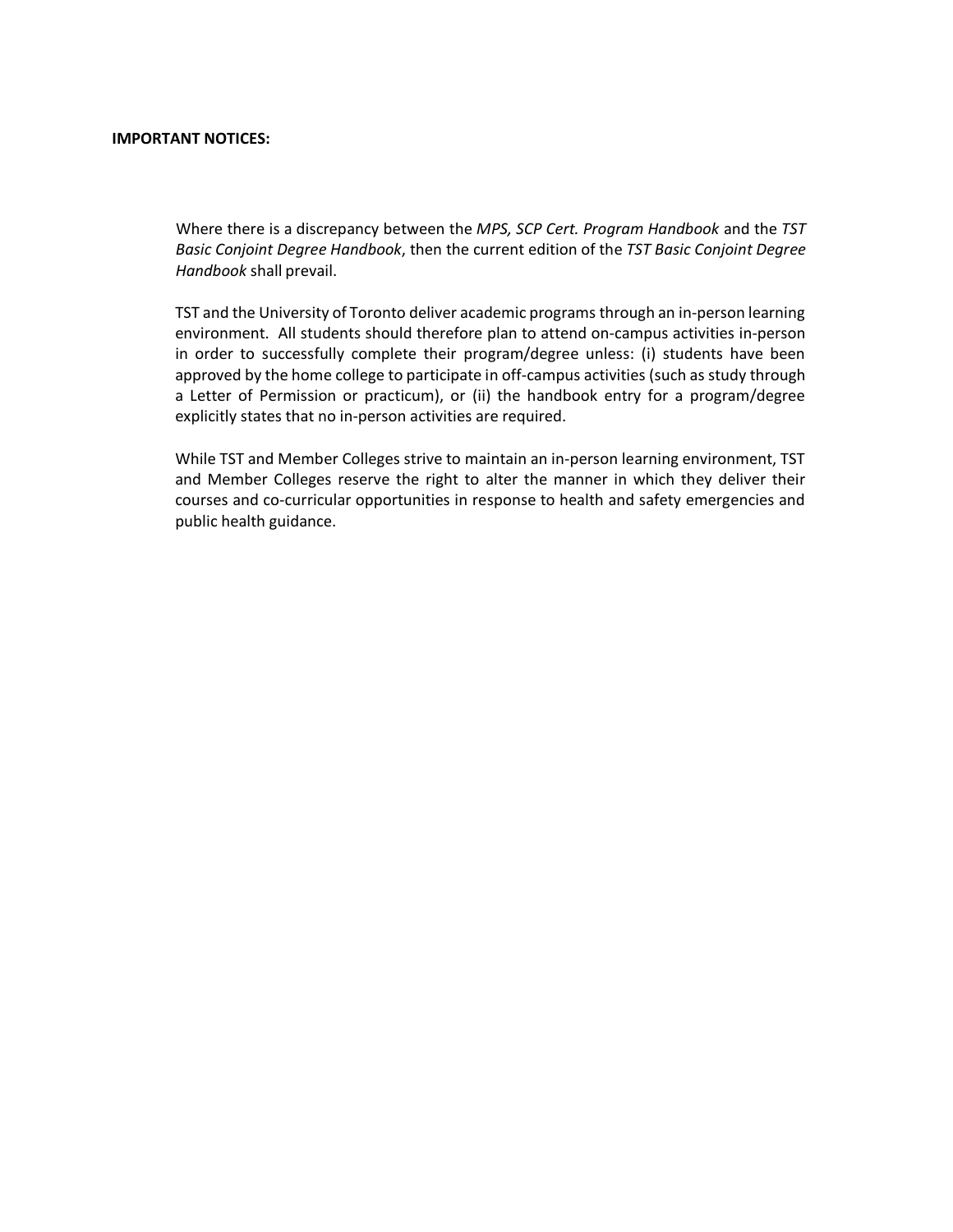**IMPORTANT NOTICES:**

Where there is a discrepancy between the *MPS, SCP Cert. Program Handbook* and the *TST Basic Conjoint Degree Handbook*, then the current edition of the *TST Basic Conjoint Degree Handbook* shall prevail.

TST and the University of Toronto deliver academic programs through an in-person learning environment. All students should therefore plan to attend on-campus activities in-person in order to successfully complete their program/degree unless: (i) students have been approved by the home college to participate in off-campus activities (such as study through a Letter of Permission or practicum), or (ii) the handbook entry for a program/degree explicitly states that no in-person activities are required.

While TST and Member Colleges strive to maintain an in-person learning environment, TST and Member Colleges reserve the right to alter the manner in which they deliver their courses and co-curricular opportunities in response to health and safety emergencies and public health guidance.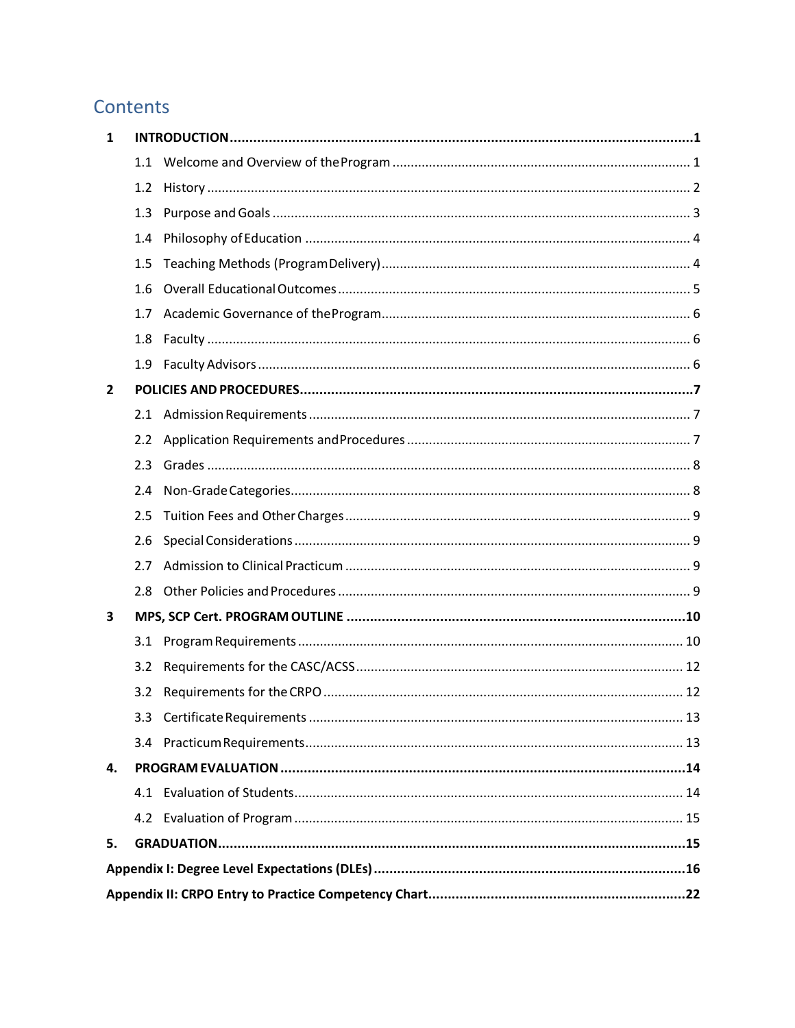# Contents

**1 INTRODUCTION ..........1**

- 1.1 Welcome and Overview of the Program .......... 1
- 1.2 History .......... 2
- 1.3 Purpose and Goals .......... 3
- 1.4 Philosophy of Education .......... 4
- 1.5 Teaching Methods (Program Delivery) .......... 4
- 1.6 Overall Educational Outcomes .......... 5
- 1.7 Academic Governance of the Program .......... 6
- 1.8 Faculty .......... 6
- 1.9 Faculty Advisors .......... 6

**2 POLICIES AND PROCEDURES ..........7**

- 2.1 Admission Requirements .......... 7
- 2.2 Application Requirements and Procedures .......... 7
- 2.3 Grades .......... 8
- 2.4 Non-Grade Categories .......... 8
- 2.5 Tuition Fees and Other Charges .......... 9
- 2.6 Special Considerations .......... 9
- 2.7 Admission to Clinical Practicum .......... 9
- 2.8 Other Policies and Procedures .......... 9

**3 MPS, SCP Cert. PROGRAM OUTLINE ..........10**

- 3.1 Program Requirements .......... 10
- 3.2 Requirements for the CASC/ACSS .......... 12
- 3.2 Requirements for the CRPO .......... 12
- 3.3 Certificate Requirements .......... 13
- 3.4 Practicum Requirements .......... 13

**4. PROGRAM EVALUATION ..........14**

- 4.1 Evaluation of Students .......... 14
- 4.2 Evaluation of Program .......... 15

**5. GRADUATION ..........15**

**Appendix I: Degree Level Expectations (DLEs) ..........16**

**Appendix II: CRPO Entry to Practice Competency Chart ..........22**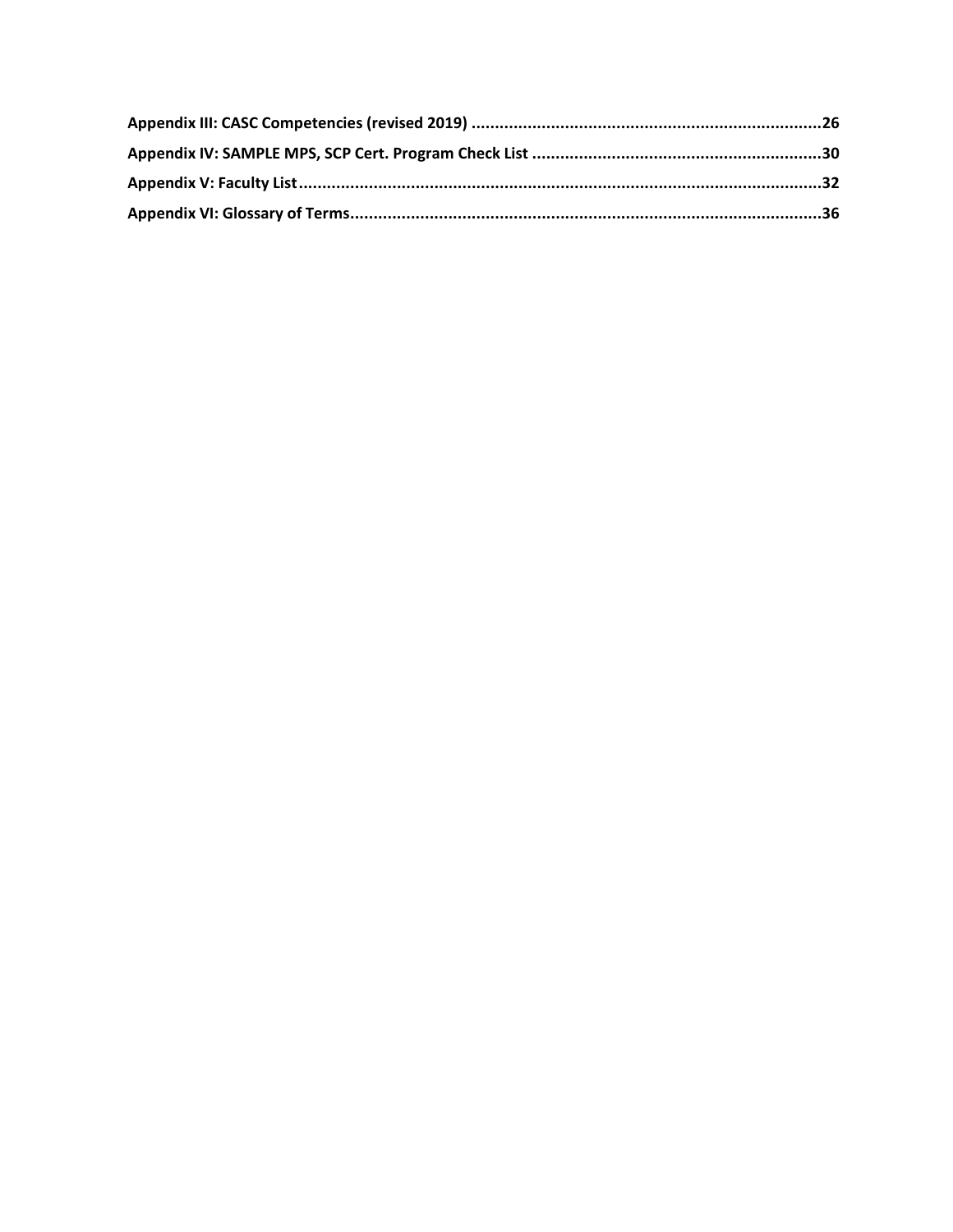**Appendix III: CASC Competencies (revised 2019) ............................................................................26**

**Appendix IV: SAMPLE MPS, SCP Cert. Program Check List ..............................................................30**

**Appendix V: Faculty List..................................................................................................................32**

**Appendix VI: Glossary of Terms.......................................................................................................36**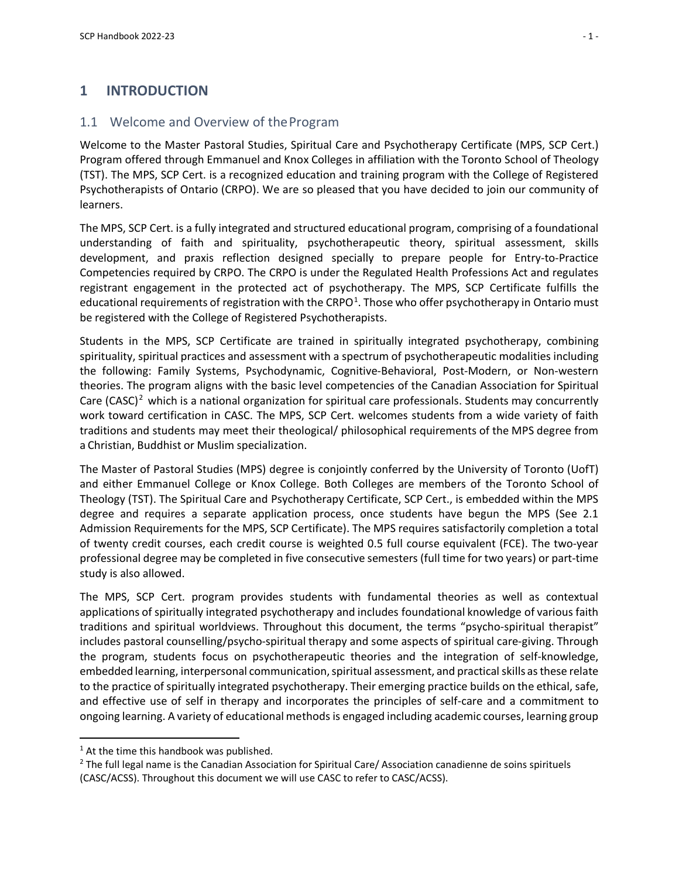# 1 INTRODUCTION

## 1.1 Welcome and Overview of the Program

Welcome to the Master Pastoral Studies, Spiritual Care and Psychotherapy Certificate (MPS, SCP Cert.) Program offered through Emmanuel and Knox Colleges in affiliation with the Toronto School of Theology (TST). The MPS, SCP Cert. is a recognized education and training program with the College of Registered Psychotherapists of Ontario (CRPO). We are so pleased that you have decided to join our community of learners.

The MPS, SCP Cert. is a fully integrated and structured educational program, comprising of a foundational understanding of faith and spirituality, psychotherapeutic theory, spiritual assessment, skills development, and praxis reflection designed specially to prepare people for Entry-to-Practice Competencies required by CRPO. The CRPO is under the Regulated Health Professions Act and regulates registrant engagement in the protected act of psychotherapy. The MPS, SCP Certificate fulfills the educational requirements of registration with the CRPO[1]. Those who offer psychotherapy in Ontario must be registered with the College of Registered Psychotherapists.

Students in the MPS, SCP Certificate are trained in spiritually integrated psychotherapy, combining spirituality, spiritual practices and assessment with a spectrum of psychotherapeutic modalities including the following: Family Systems, Psychodynamic, Cognitive-Behavioral, Post-Modern, or Non-western theories. The program aligns with the basic level competencies of the Canadian Association for Spiritual Care (CASC)[2] which is a national organization for spiritual care professionals. Students may concurrently work toward certification in CASC. The MPS, SCP Cert. welcomes students from a wide variety of faith traditions and students may meet their theological/ philosophical requirements of the MPS degree from a Christian, Buddhist or Muslim specialization.

The Master of Pastoral Studies (MPS) degree is conjointly conferred by the University of Toronto (UofT) and either Emmanuel College or Knox College. Both Colleges are members of the Toronto School of Theology (TST). The Spiritual Care and Psychotherapy Certificate, SCP Cert., is embedded within the MPS degree and requires a separate application process, once students have begun the MPS (See 2.1 Admission Requirements for the MPS, SCP Certificate). The MPS requires satisfactorily completion a total of twenty credit courses, each credit course is weighted 0.5 full course equivalent (FCE). The two-year professional degree may be completed in five consecutive semesters (full time for two years) or part-time study is also allowed.

The MPS, SCP Cert. program provides students with fundamental theories as well as contextual applications of spiritually integrated psychotherapy and includes foundational knowledge of various faith traditions and spiritual worldviews. Throughout this document, the terms "psycho-spiritual therapist" includes pastoral counselling/psycho-spiritual therapy and some aspects of spiritual care-giving. Through the program, students focus on psychotherapeutic theories and the integration of self-knowledge, embedded learning, interpersonal communication, spiritual assessment, and practical skills as these relate to the practice of spiritually integrated psychotherapy. Their emerging practice builds on the ethical, safe, and effective use of self in therapy and incorporates the principles of self-care and a commitment to ongoing learning. A variety of educational methods is engaged including academic courses, learning group

---

[1] At the time this handbook was published.

[2] The full legal name is the Canadian Association for Spiritual Care/ Association canadienne de soins spirituels (CASC/ACSS). Throughout this document we will use CASC to refer to CASC/ACSS).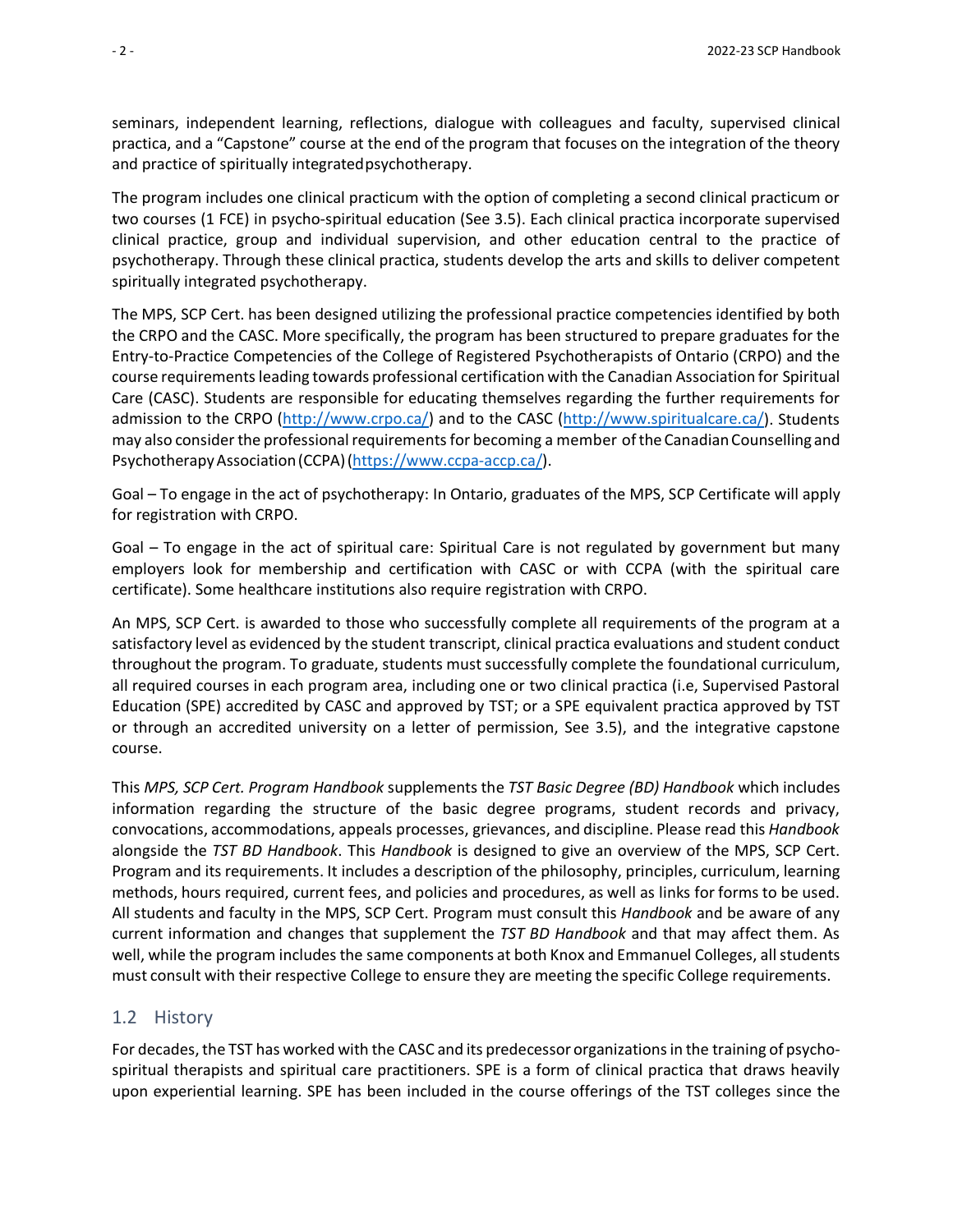seminars, independent learning, reflections, dialogue with colleagues and faculty, supervised clinical practica, and a "Capstone" course at the end of the program that focuses on the integration of the theory and practice of spiritually integrated psychotherapy.

The program includes one clinical practicum with the option of completing a second clinical practicum or two courses (1 FCE) in psycho-spiritual education (See 3.5). Each clinical practica incorporate supervised clinical practice, group and individual supervision, and other education central to the practice of psychotherapy. Through these clinical practica, students develop the arts and skills to deliver competent spiritually integrated psychotherapy.

The MPS, SCP Cert. has been designed utilizing the professional practice competencies identified by both the CRPO and the CASC. More specifically, the program has been structured to prepare graduates for the Entry-to-Practice Competencies of the College of Registered Psychotherapists of Ontario (CRPO) and the course requirements leading towards professional certification with the Canadian Association for Spiritual Care (CASC). Students are responsible for educating themselves regarding the further requirements for admission to the CRPO (http://www.crpo.ca/) and to the CASC (http://www.spiritualcare.ca/). Students may also consider the professional requirements for becoming a member of the Canadian Counselling and Psychotherapy Association (CCPA) (https://www.ccpa-accp.ca/).

Goal – To engage in the act of psychotherapy: In Ontario, graduates of the MPS, SCP Certificate will apply for registration with CRPO.

Goal – To engage in the act of spiritual care: Spiritual Care is not regulated by government but many employers look for membership and certification with CASC or with CCPA (with the spiritual care certificate). Some healthcare institutions also require registration with CRPO.

An MPS, SCP Cert. is awarded to those who successfully complete all requirements of the program at a satisfactory level as evidenced by the student transcript, clinical practica evaluations and student conduct throughout the program. To graduate, students must successfully complete the foundational curriculum, all required courses in each program area, including one or two clinical practica (i.e, Supervised Pastoral Education (SPE) accredited by CASC and approved by TST; or a SPE equivalent practica approved by TST or through an accredited university on a letter of permission, See 3.5), and the integrative capstone course.

This *MPS, SCP Cert. Program Handbook* supplements the *TST Basic Degree (BD) Handbook* which includes information regarding the structure of the basic degree programs, student records and privacy, convocations, accommodations, appeals processes, grievances, and discipline. Please read this *Handbook* alongside the *TST BD Handbook*. This *Handbook* is designed to give an overview of the MPS, SCP Cert. Program and its requirements. It includes a description of the philosophy, principles, curriculum, learning methods, hours required, current fees, and policies and procedures, as well as links for forms to be used. All students and faculty in the MPS, SCP Cert. Program must consult this *Handbook* and be aware of any current information and changes that supplement the *TST BD Handbook* and that may affect them. As well, while the program includes the same components at both Knox and Emmanuel Colleges, all students must consult with their respective College to ensure they are meeting the specific College requirements.

## 1.2 History

For decades, the TST has worked with the CASC and its predecessor organizations in the training of psycho-spiritual therapists and spiritual care practitioners. SPE is a form of clinical practica that draws heavily upon experiential learning. SPE has been included in the course offerings of the TST colleges since the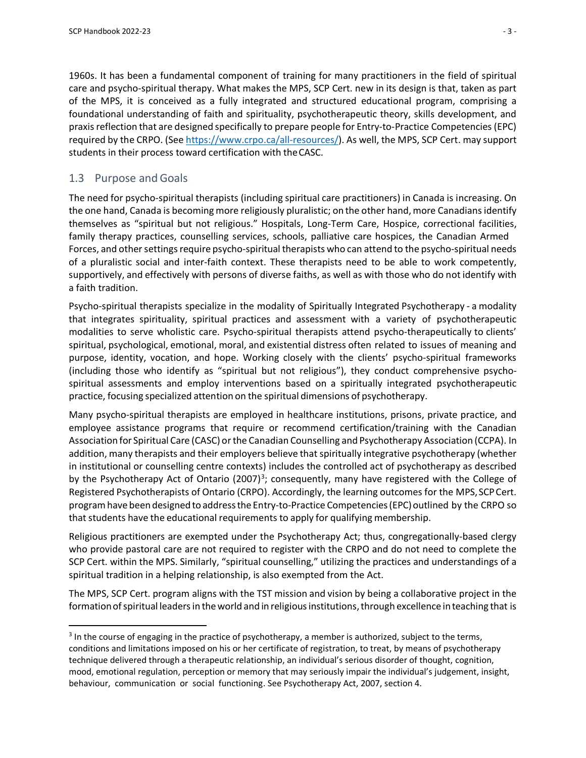1960s. It has been a fundamental component of training for many practitioners in the field of spiritual care and psycho-spiritual therapy. What makes the MPS, SCP Cert. new in its design is that, taken as part of the MPS, it is conceived as a fully integrated and structured educational program, comprising a foundational understanding of faith and spirituality, psychotherapeutic theory, skills development, and praxis reflection that are designed specifically to prepare people for Entry-to-Practice Competencies (EPC) required by the CRPO. (See https://www.crpo.ca/all-resources/). As well, the MPS, SCP Cert. may support students in their process toward certification with the CASC.

## 1.3 Purpose and Goals

The need for psycho-spiritual therapists (including spiritual care practitioners) in Canada is increasing. On the one hand, Canada is becoming more religiously pluralistic; on the other hand, more Canadians identify themselves as "spiritual but not religious." Hospitals, Long-Term Care, Hospice, correctional facilities, family therapy practices, counselling services, schools, palliative care hospices, the Canadian Armed Forces, and other settings require psycho-spiritual therapists who can attend to the psycho-spiritual needs of a pluralistic social and inter-faith context. These therapists need to be able to work competently, supportively, and effectively with persons of diverse faiths, as well as with those who do not identify with a faith tradition.

Psycho-spiritual therapists specialize in the modality of Spiritually Integrated Psychotherapy - a modality that integrates spirituality, spiritual practices and assessment with a variety of psychotherapeutic modalities to serve wholistic care. Psycho-spiritual therapists attend psycho-therapeutically to clients' spiritual, psychological, emotional, moral, and existential distress often related to issues of meaning and purpose, identity, vocation, and hope. Working closely with the clients' psycho-spiritual frameworks (including those who identify as "spiritual but not religious"), they conduct comprehensive psycho-spiritual assessments and employ interventions based on a spiritually integrated psychotherapeutic practice, focusing specialized attention on the spiritual dimensions of psychotherapy.

Many psycho-spiritual therapists are employed in healthcare institutions, prisons, private practice, and employee assistance programs that require or recommend certification/training with the Canadian Association for Spiritual Care (CASC) or the Canadian Counselling and Psychotherapy Association (CCPA). In addition, many therapists and their employers believe that spiritually integrative psychotherapy (whether in institutional or counselling centre contexts) includes the controlled act of psychotherapy as described by the Psychotherapy Act of Ontario (2007)[3]; consequently, many have registered with the College of Registered Psychotherapists of Ontario (CRPO). Accordingly, the learning outcomes for the MPS, SCP Cert. program have been designed to address the Entry-to-Practice Competencies (EPC) outlined by the CRPO so that students have the educational requirements to apply for qualifying membership.

Religious practitioners are exempted under the Psychotherapy Act; thus, congregationally-based clergy who provide pastoral care are not required to register with the CRPO and do not need to complete the SCP Cert. within the MPS. Similarly, "spiritual counselling," utilizing the practices and understandings of a spiritual tradition in a helping relationship, is also exempted from the Act.

The MPS, SCP Cert. program aligns with the TST mission and vision by being a collaborative project in the formation of spiritual leaders in the world and in religious institutions, through excellence in teaching that is

[3] In the course of engaging in the practice of psychotherapy, a member is authorized, subject to the terms, conditions and limitations imposed on his or her certificate of registration, to treat, by means of psychotherapy technique delivered through a therapeutic relationship, an individual's serious disorder of thought, cognition, mood, emotional regulation, perception or memory that may seriously impair the individual's judgement, insight, behaviour, communication or social functioning. See Psychotherapy Act, 2007, section 4.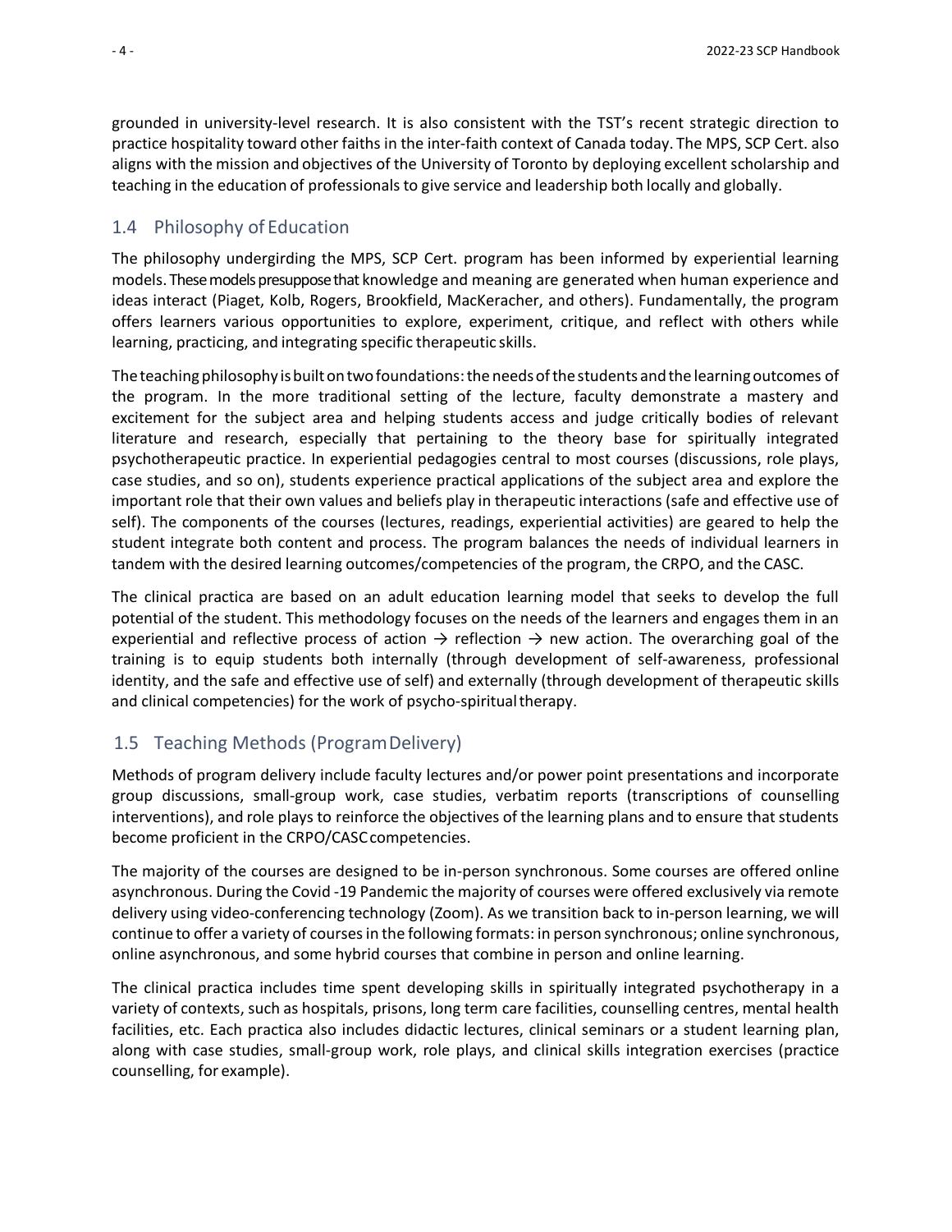grounded in university-level research. It is also consistent with the TST's recent strategic direction to practice hospitality toward other faiths in the inter-faith context of Canada today. The MPS, SCP Cert. also aligns with the mission and objectives of the University of Toronto by deploying excellent scholarship and teaching in the education of professionals to give service and leadership both locally and globally.

## 1.4 Philosophy of Education

The philosophy undergirding the MPS, SCP Cert. program has been informed by experiential learning models. These models presuppose that knowledge and meaning are generated when human experience and ideas interact (Piaget, Kolb, Rogers, Brookfield, MacKeracher, and others). Fundamentally, the program offers learners various opportunities to explore, experiment, critique, and reflect with others while learning, practicing, and integrating specific therapeutic skills.

The teaching philosophy is built on two foundations: the needs of the students and the learning outcomes of the program. In the more traditional setting of the lecture, faculty demonstrate a mastery and excitement for the subject area and helping students access and judge critically bodies of relevant literature and research, especially that pertaining to the theory base for spiritually integrated psychotherapeutic practice. In experiential pedagogies central to most courses (discussions, role plays, case studies, and so on), students experience practical applications of the subject area and explore the important role that their own values and beliefs play in therapeutic interactions (safe and effective use of self). The components of the courses (lectures, readings, experiential activities) are geared to help the student integrate both content and process. The program balances the needs of individual learners in tandem with the desired learning outcomes/competencies of the program, the CRPO, and the CASC.

The clinical practica are based on an adult education learning model that seeks to develop the full potential of the student. This methodology focuses on the needs of the learners and engages them in an experiential and reflective process of action → reflection → new action. The overarching goal of the training is to equip students both internally (through development of self-awareness, professional identity, and the safe and effective use of self) and externally (through development of therapeutic skills and clinical competencies) for the work of psycho-spiritual therapy.

## 1.5 Teaching Methods (Program Delivery)

Methods of program delivery include faculty lectures and/or power point presentations and incorporate group discussions, small-group work, case studies, verbatim reports (transcriptions of counselling interventions), and role plays to reinforce the objectives of the learning plans and to ensure that students become proficient in the CRPO/CASC competencies.

The majority of the courses are designed to be in-person synchronous. Some courses are offered online asynchronous. During the Covid -19 Pandemic the majority of courses were offered exclusively via remote delivery using video-conferencing technology (Zoom). As we transition back to in-person learning, we will continue to offer a variety of courses in the following formats: in person synchronous; online synchronous, online asynchronous, and some hybrid courses that combine in person and online learning.

The clinical practica includes time spent developing skills in spiritually integrated psychotherapy in a variety of contexts, such as hospitals, prisons, long term care facilities, counselling centres, mental health facilities, etc. Each practica also includes didactic lectures, clinical seminars or a student learning plan, along with case studies, small-group work, role plays, and clinical skills integration exercises (practice counselling, for example).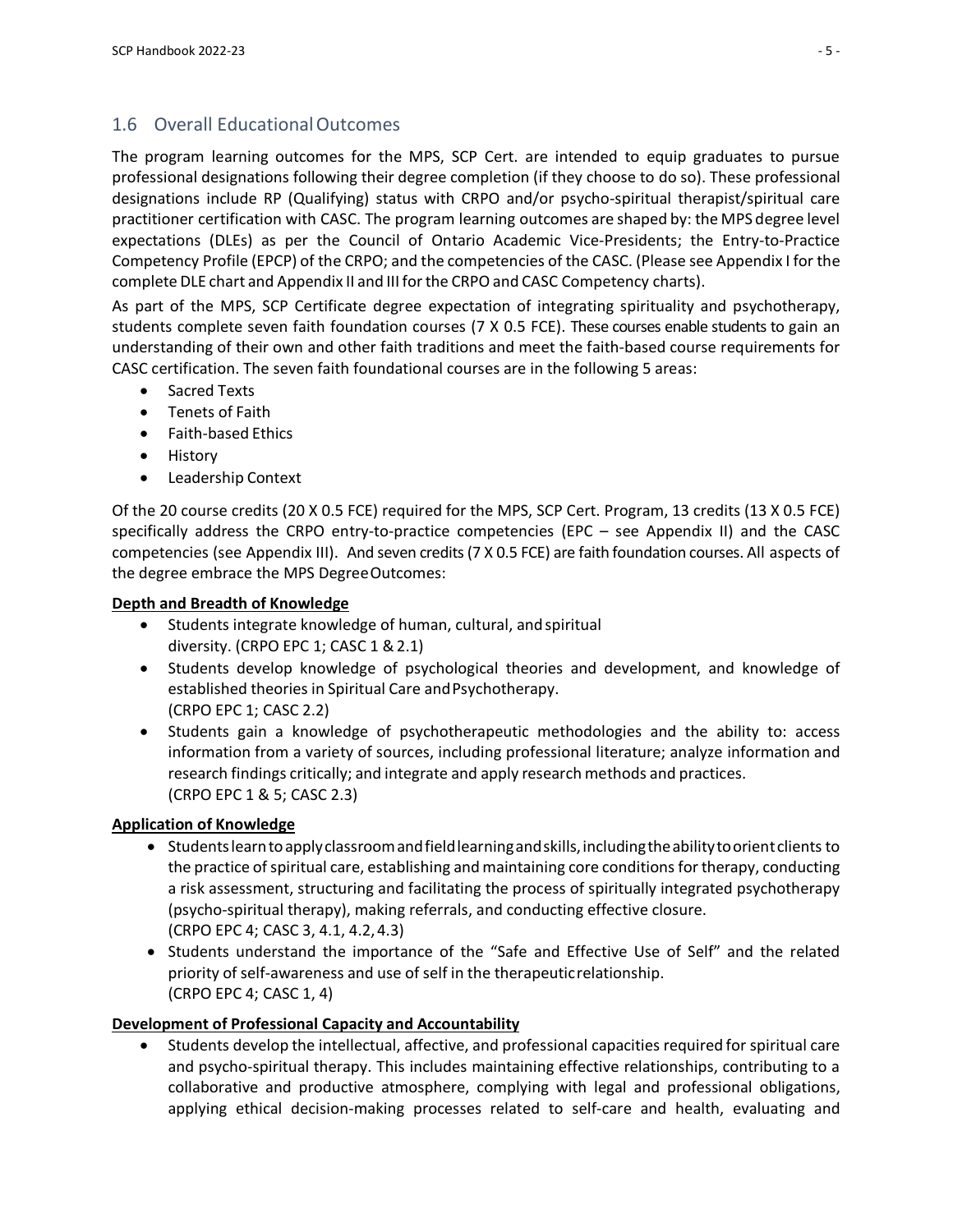## 1.6 Overall Educational Outcomes

The program learning outcomes for the MPS, SCP Cert. are intended to equip graduates to pursue professional designations following their degree completion (if they choose to do so). These professional designations include RP (Qualifying) status with CRPO and/or psycho-spiritual therapist/spiritual care practitioner certification with CASC. The program learning outcomes are shaped by: the MPS degree level expectations (DLEs) as per the Council of Ontario Academic Vice-Presidents; the Entry-to-Practice Competency Profile (EPCP) of the CRPO; and the competencies of the CASC. (Please see Appendix I for the complete DLE chart and Appendix II and III for the CRPO and CASC Competency charts).

As part of the MPS, SCP Certificate degree expectation of integrating spirituality and psychotherapy, students complete seven faith foundation courses (7 X 0.5 FCE). These courses enable students to gain an understanding of their own and other faith traditions and meet the faith-based course requirements for CASC certification. The seven faith foundational courses are in the following 5 areas:

- Sacred Texts
- Tenets of Faith
- Faith-based Ethics
- History
- Leadership Context

Of the 20 course credits (20 X 0.5 FCE) required for the MPS, SCP Cert. Program, 13 credits (13 X 0.5 FCE) specifically address the CRPO entry-to-practice competencies (EPC – see Appendix II) and the CASC competencies (see Appendix III). And seven credits (7 X 0.5 FCE) are faith foundation courses. All aspects of the degree embrace the MPS Degree Outcomes:

**Depth and Breadth of Knowledge**

- Students integrate knowledge of human, cultural, and spiritual diversity. (CRPO EPC 1; CASC 1 & 2.1)
- Students develop knowledge of psychological theories and development, and knowledge of established theories in Spiritual Care and Psychotherapy. (CRPO EPC 1; CASC 2.2)
- Students gain a knowledge of psychotherapeutic methodologies and the ability to: access information from a variety of sources, including professional literature; analyze information and research findings critically; and integrate and apply research methods and practices. (CRPO EPC 1 & 5; CASC 2.3)

**Application of Knowledge**

- Students learn to apply classroom and field learning and skills, including the ability to orient clients to the practice of spiritual care, establishing and maintaining core conditions for therapy, conducting a risk assessment, structuring and facilitating the process of spiritually integrated psychotherapy (psycho-spiritual therapy), making referrals, and conducting effective closure. (CRPO EPC 4; CASC 3, 4.1, 4.2, 4.3)
- Students understand the importance of the "Safe and Effective Use of Self" and the related priority of self-awareness and use of self in the therapeutic relationship. (CRPO EPC 4; CASC 1, 4)

**Development of Professional Capacity and Accountability**

- Students develop the intellectual, affective, and professional capacities required for spiritual care and psycho-spiritual therapy. This includes maintaining effective relationships, contributing to a collaborative and productive atmosphere, complying with legal and professional obligations, applying ethical decision-making processes related to self-care and health, evaluating and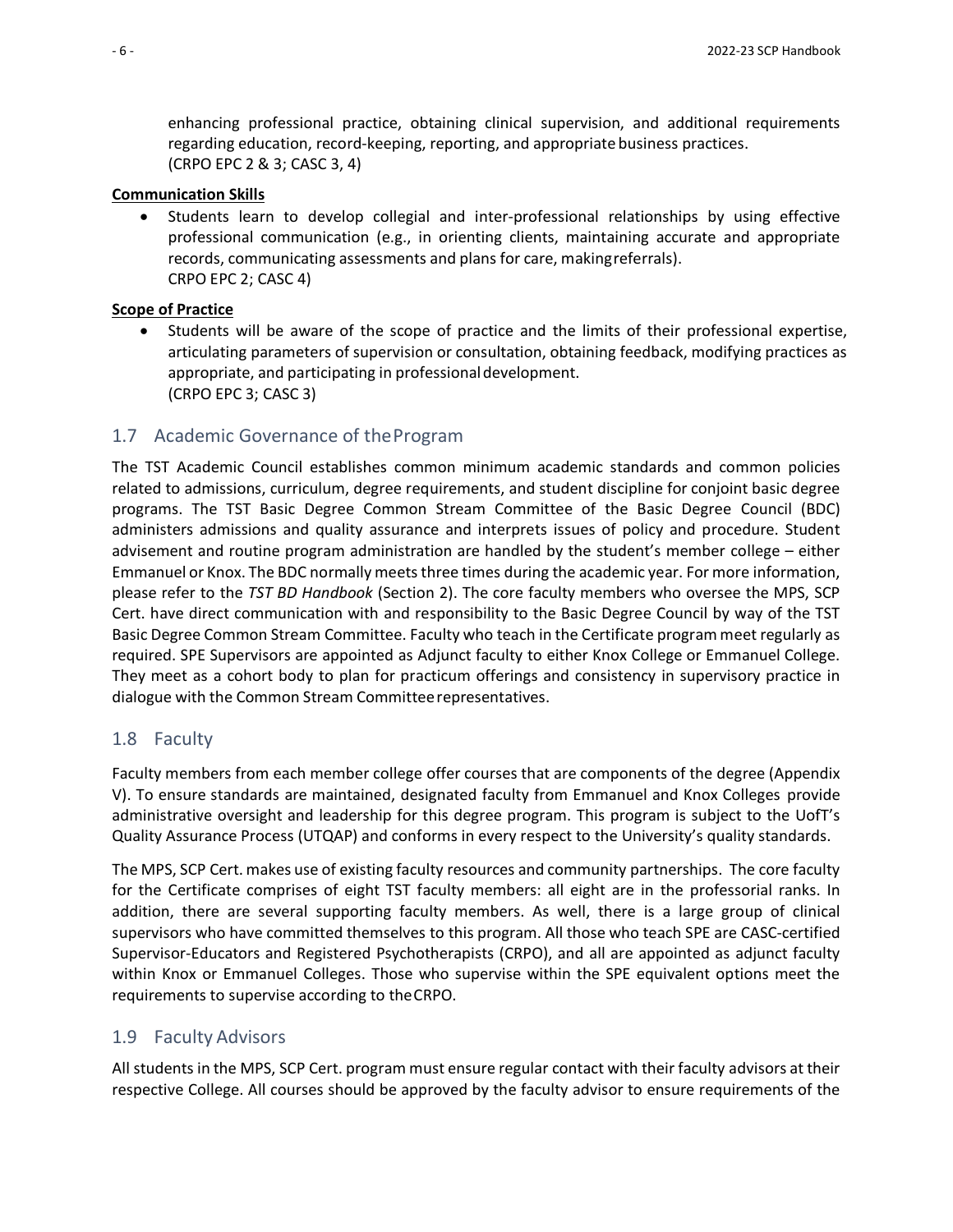enhancing professional practice, obtaining clinical supervision, and additional requirements regarding education, record-keeping, reporting, and appropriate business practices. (CRPO EPC 2 & 3; CASC 3, 4)

**Communication Skills**

- Students learn to develop collegial and inter-professional relationships by using effective professional communication (e.g., in orienting clients, maintaining accurate and appropriate records, communicating assessments and plans for care, making referrals). CRPO EPC 2; CASC 4)

**Scope of Practice**

- Students will be aware of the scope of practice and the limits of their professional expertise, articulating parameters of supervision or consultation, obtaining feedback, modifying practices as appropriate, and participating in professional development. (CRPO EPC 3; CASC 3)

## 1.7 Academic Governance of the Program

The TST Academic Council establishes common minimum academic standards and common policies related to admissions, curriculum, degree requirements, and student discipline for conjoint basic degree programs. The TST Basic Degree Common Stream Committee of the Basic Degree Council (BDC) administers admissions and quality assurance and interprets issues of policy and procedure. Student advisement and routine program administration are handled by the student's member college – either Emmanuel or Knox. The BDC normally meets three times during the academic year. For more information, please refer to the *TST BD Handbook* (Section 2). The core faculty members who oversee the MPS, SCP Cert. have direct communication with and responsibility to the Basic Degree Council by way of the TST Basic Degree Common Stream Committee. Faculty who teach in the Certificate program meet regularly as required. SPE Supervisors are appointed as Adjunct faculty to either Knox College or Emmanuel College. They meet as a cohort body to plan for practicum offerings and consistency in supervisory practice in dialogue with the Common Stream Committee representatives.

## 1.8 Faculty

Faculty members from each member college offer courses that are components of the degree (Appendix V). To ensure standards are maintained, designated faculty from Emmanuel and Knox Colleges provide administrative oversight and leadership for this degree program. This program is subject to the UofT's Quality Assurance Process (UTQAP) and conforms in every respect to the University's quality standards.

The MPS, SCP Cert. makes use of existing faculty resources and community partnerships. The core faculty for the Certificate comprises of eight TST faculty members: all eight are in the professorial ranks. In addition, there are several supporting faculty members. As well, there is a large group of clinical supervisors who have committed themselves to this program. All those who teach SPE are CASC-certified Supervisor-Educators and Registered Psychotherapists (CRPO), and all are appointed as adjunct faculty within Knox or Emmanuel Colleges. Those who supervise within the SPE equivalent options meet the requirements to supervise according to the CRPO.

## 1.9 Faculty Advisors

All students in the MPS, SCP Cert. program must ensure regular contact with their faculty advisors at their respective College. All courses should be approved by the faculty advisor to ensure requirements of the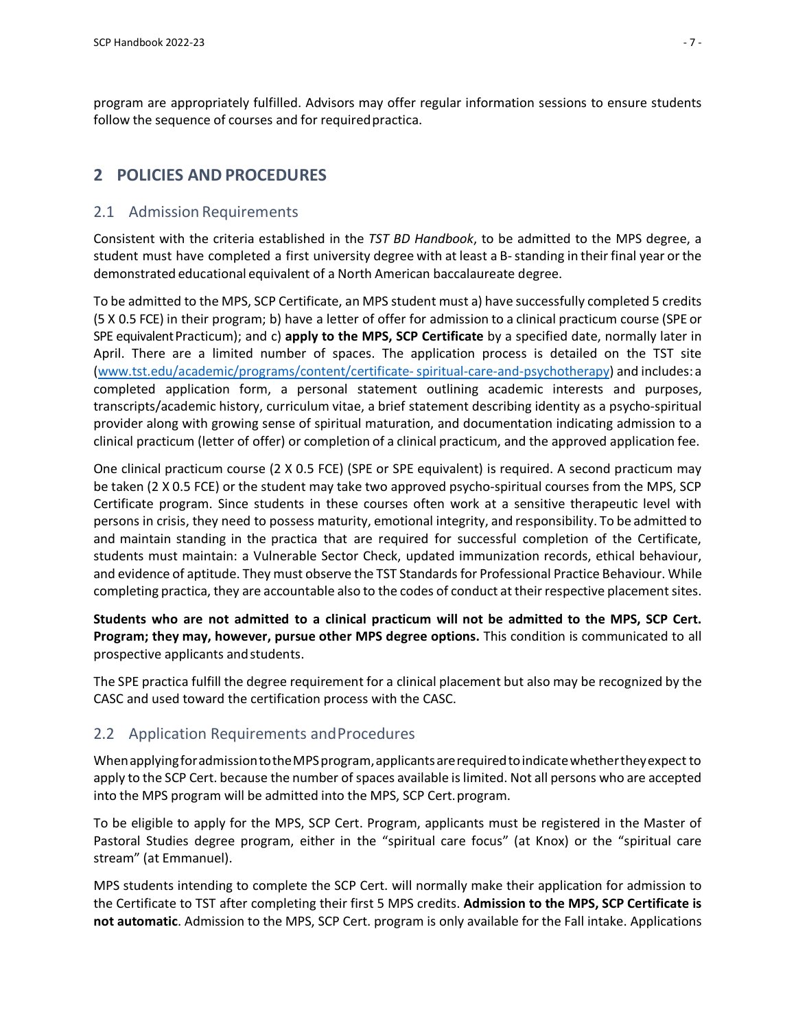program are appropriately fulfilled. Advisors may offer regular information sessions to ensure students follow the sequence of courses and for required practica.

# 2 POLICIES AND PROCEDURES

## 2.1 Admission Requirements

Consistent with the criteria established in the *TST BD Handbook*, to be admitted to the MPS degree, a student must have completed a first university degree with at least a B- standing in their final year or the demonstrated educational equivalent of a North American baccalaureate degree.

To be admitted to the MPS, SCP Certificate, an MPS student must a) have successfully completed 5 credits (5 X 0.5 FCE) in their program; b) have a letter of offer for admission to a clinical practicum course (SPE or SPE equivalent Practicum); and c) **apply to the MPS, SCP Certificate** by a specified date, normally later in April. There are a limited number of spaces. The application process is detailed on the TST site ([www.tst.edu/academic/programs/content/certificate- spiritual-care-and-psychotherapy](www.tst.edu/academic/programs/content/certificate-spiritual-care-and-psychotherapy)) and includes: a completed application form, a personal statement outlining academic interests and purposes, transcripts/academic history, curriculum vitae, a brief statement describing identity as a psycho-spiritual provider along with growing sense of spiritual maturation, and documentation indicating admission to a clinical practicum (letter of offer) or completion of a clinical practicum, and the approved application fee.

One clinical practicum course (2 X 0.5 FCE) (SPE or SPE equivalent) is required. A second practicum may be taken (2 X 0.5 FCE) or the student may take two approved psycho-spiritual courses from the MPS, SCP Certificate program. Since students in these courses often work at a sensitive therapeutic level with persons in crisis, they need to possess maturity, emotional integrity, and responsibility. To be admitted to and maintain standing in the practica that are required for successful completion of the Certificate, students must maintain: a Vulnerable Sector Check, updated immunization records, ethical behaviour, and evidence of aptitude. They must observe the TST Standards for Professional Practice Behaviour. While completing practica, they are accountable also to the codes of conduct at their respective placement sites.

**Students who are not admitted to a clinical practicum will not be admitted to the MPS, SCP Cert. Program; they may, however, pursue other MPS degree options.** This condition is communicated to all prospective applicants and students.

The SPE practica fulfill the degree requirement for a clinical placement but also may be recognized by the CASC and used toward the certification process with the CASC.

## 2.2 Application Requirements and Procedures

When applying for admission to the MPS program, applicants are required to indicate whether they expect to apply to the SCP Cert. because the number of spaces available is limited. Not all persons who are accepted into the MPS program will be admitted into the MPS, SCP Cert. program.

To be eligible to apply for the MPS, SCP Cert. Program, applicants must be registered in the Master of Pastoral Studies degree program, either in the "spiritual care focus" (at Knox) or the "spiritual care stream" (at Emmanuel).

MPS students intending to complete the SCP Cert. will normally make their application for admission to the Certificate to TST after completing their first 5 MPS credits. **Admission to the MPS, SCP Certificate is not automatic**. Admission to the MPS, SCP Cert. program is only available for the Fall intake. Applications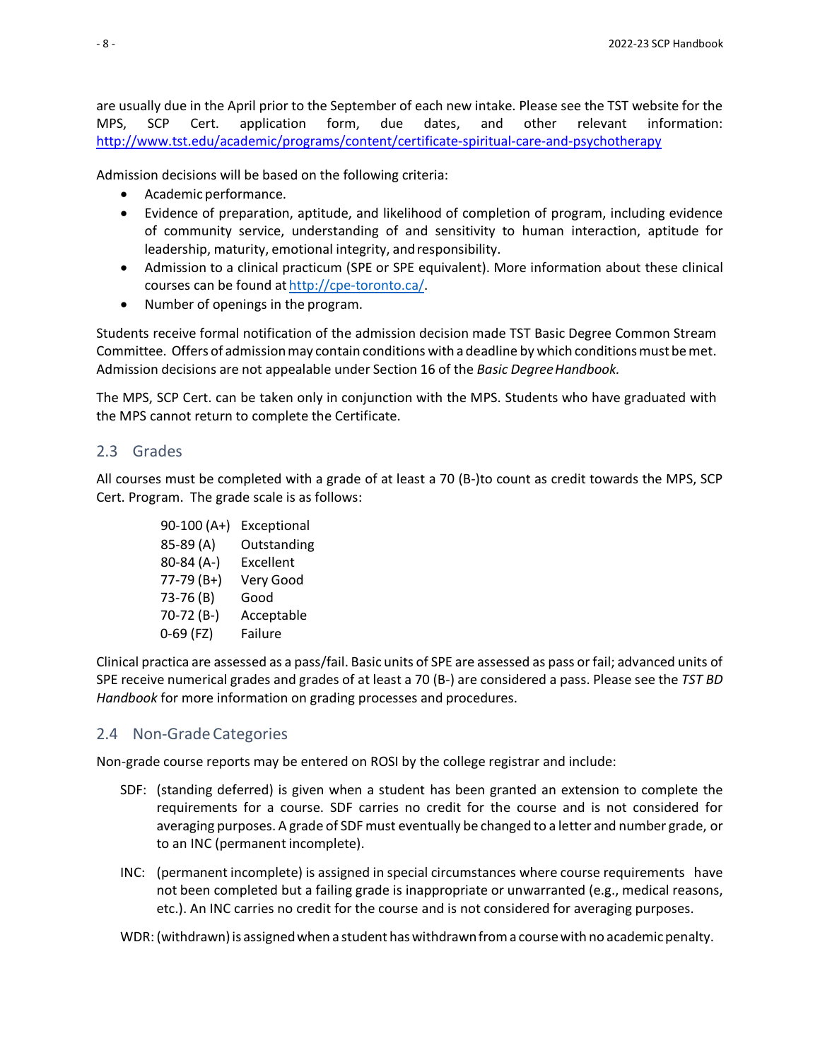are usually due in the April prior to the September of each new intake. Please see the TST website for the MPS, SCP Cert. application form, due dates, and other relevant information: http://www.tst.edu/academic/programs/content/certificate-spiritual-care-and-psychotherapy

Admission decisions will be based on the following criteria:

- Academic performance.
- Evidence of preparation, aptitude, and likelihood of completion of program, including evidence of community service, understanding of and sensitivity to human interaction, aptitude for leadership, maturity, emotional integrity, and responsibility.
- Admission to a clinical practicum (SPE or SPE equivalent). More information about these clinical courses can be found at http://cpe-toronto.ca/.
- Number of openings in the program.

Students receive formal notification of the admission decision made TST Basic Degree Common Stream Committee. Offers of admission may contain conditions with a deadline by which conditions must be met. Admission decisions are not appealable under Section 16 of the *Basic Degree Handbook.*

The MPS, SCP Cert. can be taken only in conjunction with the MPS. Students who have graduated with the MPS cannot return to complete the Certificate.

## 2.3 Grades

All courses must be completed with a grade of at least a 70 (B-)to count as credit towards the MPS, SCP Cert. Program. The grade scale is as follows:

| | |
|---|---|
| 90-100 (A+) | Exceptional |
| 85-89 (A) | Outstanding |
| 80-84 (A-) | Excellent |
| 77-79 (B+) | Very Good |
| 73-76 (B) | Good |
| 70-72 (B-) | Acceptable |
| 0-69 (FZ) | Failure |

Clinical practica are assessed as a pass/fail. Basic units of SPE are assessed as pass or fail; advanced units of SPE receive numerical grades and grades of at least a 70 (B-) are considered a pass. Please see the *TST BD Handbook* for more information on grading processes and procedures.

## 2.4 Non-Grade Categories

Non-grade course reports may be entered on ROSI by the college registrar and include:

SDF: (standing deferred) is given when a student has been granted an extension to complete the requirements for a course. SDF carries no credit for the course and is not considered for averaging purposes. A grade of SDF must eventually be changed to a letter and number grade, or to an INC (permanent incomplete).

INC: (permanent incomplete) is assigned in special circumstances where course requirements have not been completed but a failing grade is inappropriate or unwarranted (e.g., medical reasons, etc.). An INC carries no credit for the course and is not considered for averaging purposes.

WDR: (withdrawn) is assigned when a student has withdrawn from a course with no academic penalty.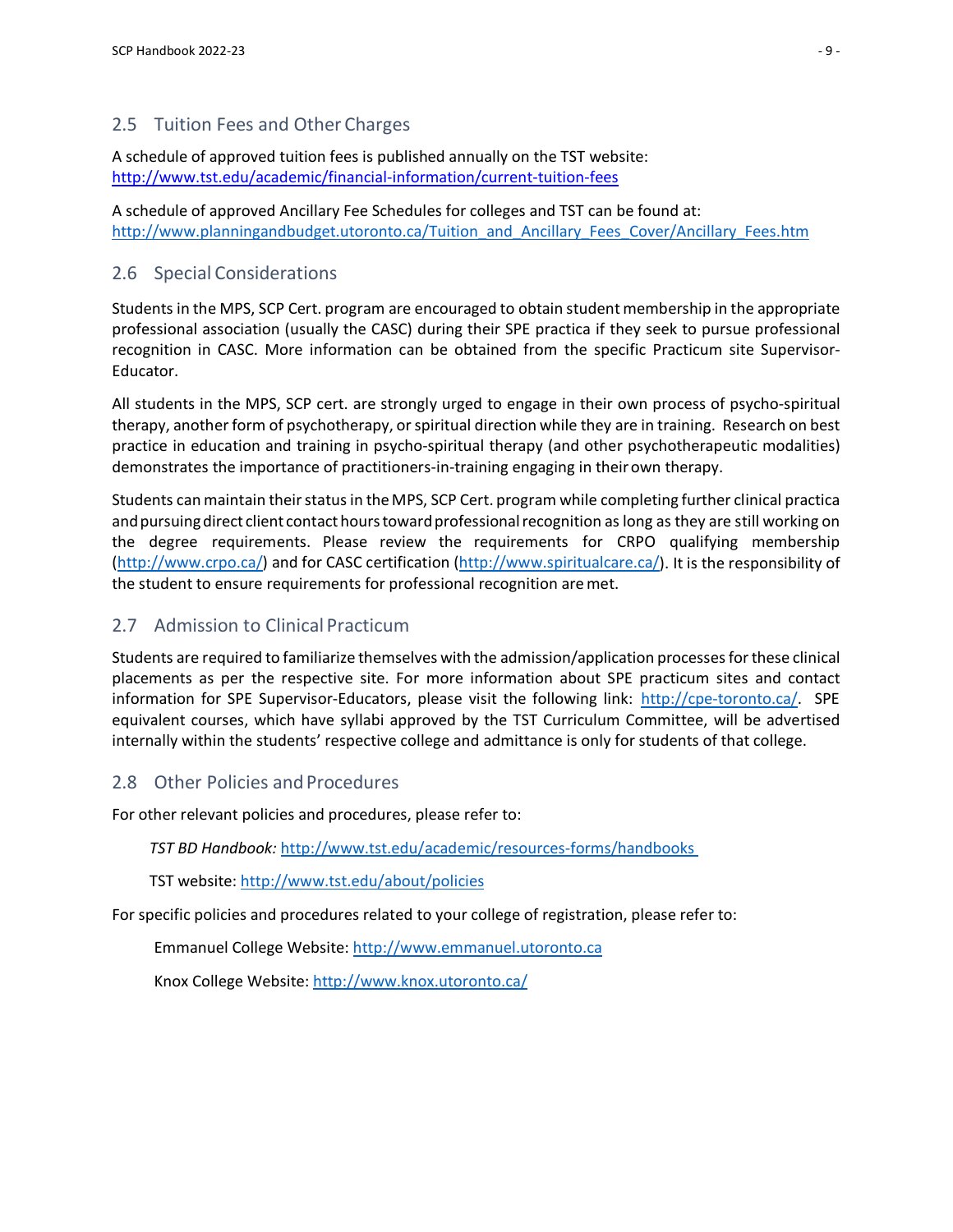## 2.5 Tuition Fees and Other Charges

A schedule of approved tuition fees is published annually on the TST website:
http://www.tst.edu/academic/financial-information/current-tuition-fees

A schedule of approved Ancillary Fee Schedules for colleges and TST can be found at:
http://www.planningandbudget.utoronto.ca/Tuition_and_Ancillary_Fees_Cover/Ancillary_Fees.htm

## 2.6 Special Considerations

Students in the MPS, SCP Cert. program are encouraged to obtain student membership in the appropriate professional association (usually the CASC) during their SPE practica if they seek to pursue professional recognition in CASC. More information can be obtained from the specific Practicum site Supervisor-Educator.

All students in the MPS, SCP cert. are strongly urged to engage in their own process of psycho-spiritual therapy, another form of psychotherapy, or spiritual direction while they are in training. Research on best practice in education and training in psycho-spiritual therapy (and other psychotherapeutic modalities) demonstrates the importance of practitioners-in-training engaging in their own therapy.

Students can maintain their status in the MPS, SCP Cert. program while completing further clinical practica and pursuing direct client contact hours toward professional recognition as long as they are still working on the degree requirements. Please review the requirements for CRPO qualifying membership (http://www.crpo.ca/) and for CASC certification (http://www.spiritualcare.ca/). It is the responsibility of the student to ensure requirements for professional recognition are met.

## 2.7 Admission to Clinical Practicum

Students are required to familiarize themselves with the admission/application processes for these clinical placements as per the respective site. For more information about SPE practicum sites and contact information for SPE Supervisor-Educators, please visit the following link: http://cpe-toronto.ca/. SPE equivalent courses, which have syllabi approved by the TST Curriculum Committee, will be advertised internally within the students' respective college and admittance is only for students of that college.

## 2.8 Other Policies and Procedures

For other relevant policies and procedures, please refer to:

*TST BD Handbook:* http://www.tst.edu/academic/resources-forms/handbooks

TST website: http://www.tst.edu/about/policies

For specific policies and procedures related to your college of registration, please refer to:

Emmanuel College Website: http://www.emmanuel.utoronto.ca

Knox College Website: http://www.knox.utoronto.ca/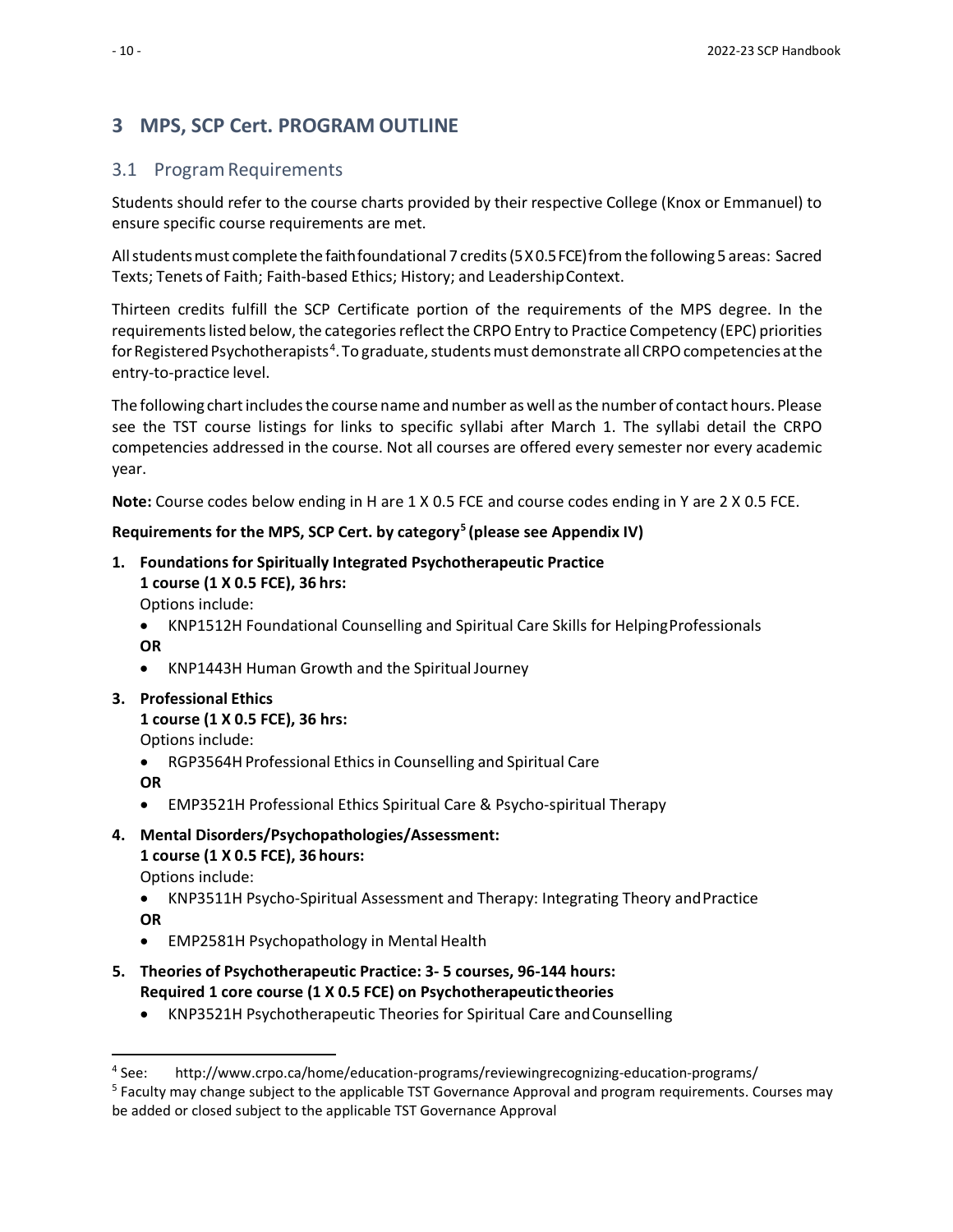# 3 MPS, SCP Cert. PROGRAM OUTLINE

## 3.1 Program Requirements

Students should refer to the course charts provided by their respective College (Knox or Emmanuel) to ensure specific course requirements are met.

All students must complete the faith foundational 7 credits (5 X 0.5 FCE) from the following 5 areas: Sacred Texts; Tenets of Faith; Faith-based Ethics; History; and Leadership Context.

Thirteen credits fulfill the SCP Certificate portion of the requirements of the MPS degree. In the requirements listed below, the categories reflect the CRPO Entry to Practice Competency (EPC) priorities for Registered Psychotherapists[4]. To graduate, students must demonstrate all CRPO competencies at the entry-to-practice level.

The following chart includes the course name and number as well as the number of contact hours. Please see the TST course listings for links to specific syllabi after March 1. The syllabi detail the CRPO competencies addressed in the course. Not all courses are offered every semester nor every academic year.

**Note:** Course codes below ending in H are 1 X 0.5 FCE and course codes ending in Y are 2 X 0.5 FCE.

**Requirements for the MPS, SCP Cert. by category[5] (please see Appendix IV)**

1. **Foundations for Spiritually Integrated Psychotherapeutic Practice**
   **1 course (1 X 0.5 FCE), 36 hrs:**
   Options include:
   - KNP1512H Foundational Counselling and Spiritual Care Skills for Helping Professionals

   **OR**
   - KNP1443H Human Growth and the Spiritual Journey

3. **Professional Ethics**
   **1 course (1 X 0.5 FCE), 36 hrs:**
   Options include:
   - RGP3564H Professional Ethics in Counselling and Spiritual Care

   **OR**
   - EMP3521H Professional Ethics Spiritual Care & Psycho-spiritual Therapy

4. **Mental Disorders/Psychopathologies/Assessment:**
   **1 course (1 X 0.5 FCE), 36 hours:**
   Options include:
   - KNP3511H Psycho-Spiritual Assessment and Therapy: Integrating Theory and Practice

   **OR**
   - EMP2581H Psychopathology in Mental Health

5. **Theories of Psychotherapeutic Practice: 3- 5 courses, 96-144 hours:**
   **Required 1 core course (1 X 0.5 FCE) on Psychotherapeutic theories**
   - KNP3521H Psychotherapeutic Theories for Spiritual Care and Counselling

---

[4] See: http://www.crpo.ca/home/education-programs/reviewingrecognizing-education-programs/

[5] Faculty may change subject to the applicable TST Governance Approval and program requirements. Courses may be added or closed subject to the applicable TST Governance Approval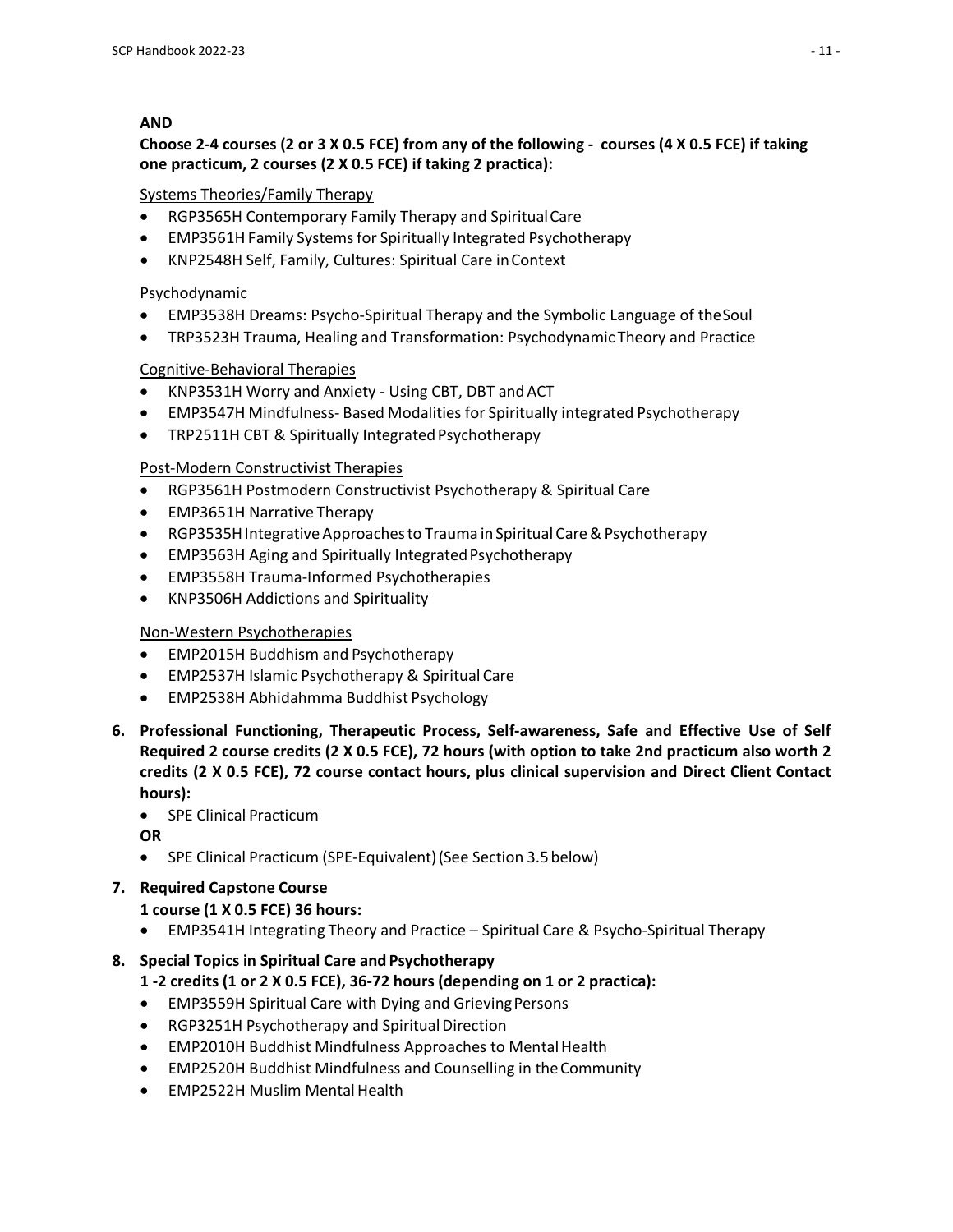**AND**

**Choose 2-4 courses (2 or 3 X 0.5 FCE) from any of the following - courses (4 X 0.5 FCE) if taking one practicum, 2 courses (2 X 0.5 FCE) if taking 2 practica):**

Systems Theories/Family Therapy

- RGP3565H Contemporary Family Therapy and Spiritual Care
- EMP3561H Family Systems for Spiritually Integrated Psychotherapy
- KNP2548H Self, Family, Cultures: Spiritual Care in Context

Psychodynamic

- EMP3538H Dreams: Psycho-Spiritual Therapy and the Symbolic Language of the Soul
- TRP3523H Trauma, Healing and Transformation: Psychodynamic Theory and Practice

Cognitive-Behavioral Therapies

- KNP3531H Worry and Anxiety - Using CBT, DBT and ACT
- EMP3547H Mindfulness- Based Modalities for Spiritually integrated Psychotherapy
- TRP2511H CBT & Spiritually Integrated Psychotherapy

Post-Modern Constructivist Therapies

- RGP3561H Postmodern Constructivist Psychotherapy & Spiritual Care
- EMP3651H Narrative Therapy
- RGP3535H Integrative Approaches to Trauma in Spiritual Care & Psychotherapy
- EMP3563H Aging and Spiritually Integrated Psychotherapy
- EMP3558H Trauma-Informed Psychotherapies
- KNP3506H Addictions and Spirituality

Non-Western Psychotherapies

- EMP2015H Buddhism and Psychotherapy
- EMP2537H Islamic Psychotherapy & Spiritual Care
- EMP2538H Abhidahmma Buddhist Psychology

6. **Professional Functioning, Therapeutic Process, Self-awareness, Safe and Effective Use of Self Required 2 course credits (2 X 0.5 FCE), 72 hours (with option to take 2nd practicum also worth 2 credits (2 X 0.5 FCE), 72 course contact hours, plus clinical supervision and Direct Client Contact hours):**
   - SPE Clinical Practicum

   **OR**
   - SPE Clinical Practicum (SPE-Equivalent) (See Section 3.5 below)

7. **Required Capstone Course**

   **1 course (1 X 0.5 FCE) 36 hours:**
   - EMP3541H Integrating Theory and Practice – Spiritual Care & Psycho-Spiritual Therapy

8. **Special Topics in Spiritual Care and Psychotherapy**

   **1 -2 credits (1 or 2 X 0.5 FCE), 36-72 hours (depending on 1 or 2 practica):**
   - EMP3559H Spiritual Care with Dying and Grieving Persons
   - RGP3251H Psychotherapy and Spiritual Direction
   - EMP2010H Buddhist Mindfulness Approaches to Mental Health
   - EMP2520H Buddhist Mindfulness and Counselling in the Community
   - EMP2522H Muslim Mental Health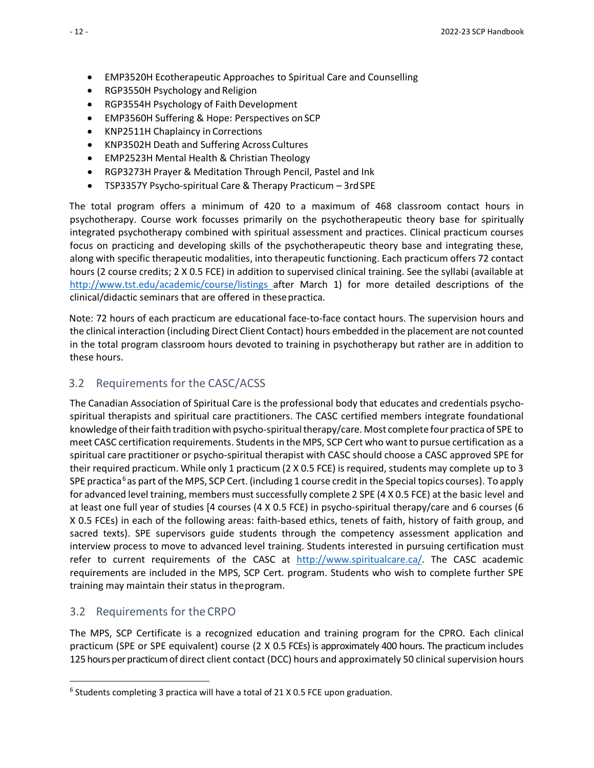- EMP3520H Ecotherapeutic Approaches to Spiritual Care and Counselling
- RGP3550H Psychology and Religion
- RGP3554H Psychology of Faith Development
- EMP3560H Suffering & Hope: Perspectives on SCP
- KNP2511H Chaplaincy in Corrections
- KNP3502H Death and Suffering Across Cultures
- EMP2523H Mental Health & Christian Theology
- RGP3273H Prayer & Meditation Through Pencil, Pastel and Ink
- TSP3357Y Psycho-spiritual Care & Therapy Practicum – 3rd SPE

The total program offers a minimum of 420 to a maximum of 468 classroom contact hours in psychotherapy. Course work focusses primarily on the psychotherapeutic theory base for spiritually integrated psychotherapy combined with spiritual assessment and practices. Clinical practicum courses focus on practicing and developing skills of the psychotherapeutic theory base and integrating these, along with specific therapeutic modalities, into therapeutic functioning. Each practicum offers 72 contact hours (2 course credits; 2 X 0.5 FCE) in addition to supervised clinical training. See the syllabi (available at http://www.tst.edu/academic/course/listings after March 1) for more detailed descriptions of the clinical/didactic seminars that are offered in these practica.

Note: 72 hours of each practicum are educational face-to-face contact hours. The supervision hours and the clinical interaction (including Direct Client Contact) hours embedded in the placement are not counted in the total program classroom hours devoted to training in psychotherapy but rather are in addition to these hours.

## 3.2 Requirements for the CASC/ACSS

The Canadian Association of Spiritual Care is the professional body that educates and credentials psycho-spiritual therapists and spiritual care practitioners. The CASC certified members integrate foundational knowledge of their faith tradition with psycho-spiritual therapy/care. Most complete four practica of SPE to meet CASC certification requirements. Students in the MPS, SCP Cert who want to pursue certification as a spiritual care practitioner or psycho-spiritual therapist with CASC should choose a CASC approved SPE for their required practicum. While only 1 practicum (2 X 0.5 FCE) is required, students may complete up to 3 SPE practica[6] as part of the MPS, SCP Cert. (including 1 course credit in the Special topics courses). To apply for advanced level training, members must successfully complete 2 SPE (4 X 0.5 FCE) at the basic level and at least one full year of studies [4 courses (4 X 0.5 FCE) in psycho-spiritual therapy/care and 6 courses (6 X 0.5 FCEs) in each of the following areas: faith-based ethics, tenets of faith, history of faith group, and sacred texts). SPE supervisors guide students through the competency assessment application and interview process to move to advanced level training. Students interested in pursuing certification must refer to current requirements of the CASC at http://www.spiritualcare.ca/. The CASC academic requirements are included in the MPS, SCP Cert. program. Students who wish to complete further SPE training may maintain their status in the program.

## 3.2 Requirements for the CRPO

The MPS, SCP Certificate is a recognized education and training program for the CPRO. Each clinical practicum (SPE or SPE equivalent) course (2 X 0.5 FCEs) is approximately 400 hours. The practicum includes 125 hours per practicum of direct client contact (DCC) hours and approximately 50 clinical supervision hours

[6] Students completing 3 practica will have a total of 21 X 0.5 FCE upon graduation.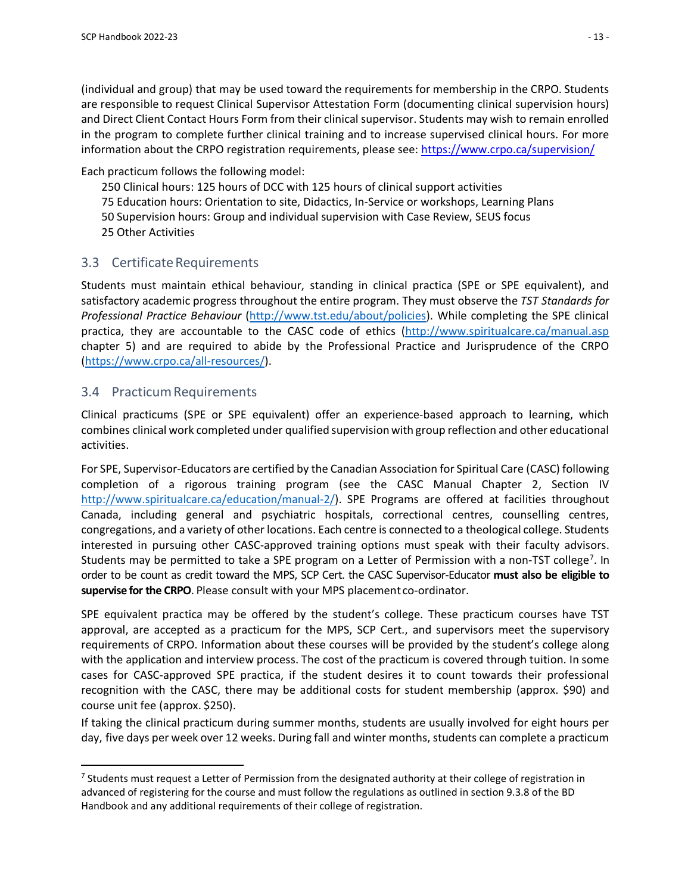(individual and group) that may be used toward the requirements for membership in the CRPO. Students are responsible to request Clinical Supervisor Attestation Form (documenting clinical supervision hours) and Direct Client Contact Hours Form from their clinical supervisor. Students may wish to remain enrolled in the program to complete further clinical training and to increase supervised clinical hours. For more information about the CRPO registration requirements, please see: [https://www.crpo.ca/supervision/](https://www.crpo.ca/supervision/)

Each practicum follows the following model:

250 Clinical hours: 125 hours of DCC with 125 hours of clinical support activities
75 Education hours: Orientation to site, Didactics, In-Service or workshops, Learning Plans
50 Supervision hours: Group and individual supervision with Case Review, SEUS focus
25 Other Activities

## 3.3 Certificate Requirements

Students must maintain ethical behaviour, standing in clinical practica (SPE or SPE equivalent), and satisfactory academic progress throughout the entire program. They must observe the *TST Standards for Professional Practice Behaviour* ([http://www.tst.edu/about/policies](http://www.tst.edu/about/policies)). While completing the SPE clinical practica, they are accountable to the CASC code of ethics ([http://www.spiritualcare.ca/manual.asp](http://www.spiritualcare.ca/manual.asp) chapter 5) and are required to abide by the Professional Practice and Jurisprudence of the CRPO ([https://www.crpo.ca/all-resources/](https://www.crpo.ca/all-resources/)).

## 3.4 Practicum Requirements

Clinical practicums (SPE or SPE equivalent) offer an experience-based approach to learning, which combines clinical work completed under qualified supervision with group reflection and other educational activities.

For SPE, Supervisor-Educators are certified by the Canadian Association for Spiritual Care (CASC) following completion of a rigorous training program (see the CASC Manual Chapter 2, Section IV [http://www.spiritualcare.ca/education/manual-2/](http://www.spiritualcare.ca/education/manual-2/)). SPE Programs are offered at facilities throughout Canada, including general and psychiatric hospitals, correctional centres, counselling centres, congregations, and a variety of other locations. Each centre is connected to a theological college. Students interested in pursuing other CASC-approved training options must speak with their faculty advisors. Students may be permitted to take a SPE program on a Letter of Permission with a non-TST college[7]. In order to be count as credit toward the MPS, SCP Cert. the CASC Supervisor-Educator **must also be eligible to supervise for the CRPO**. Please consult with your MPS placement co-ordinator.

SPE equivalent practica may be offered by the student's college. These practicum courses have TST approval, are accepted as a practicum for the MPS, SCP Cert., and supervisors meet the supervisory requirements of CRPO. Information about these courses will be provided by the student's college along with the application and interview process. The cost of the practicum is covered through tuition. In some cases for CASC-approved SPE practica, if the student desires it to count towards their professional recognition with the CASC, there may be additional costs for student membership (approx. $90) and course unit fee (approx. $250).

If taking the clinical practicum during summer months, students are usually involved for eight hours per day, five days per week over 12 weeks. During fall and winter months, students can complete a practicum

---

[7] Students must request a Letter of Permission from the designated authority at their college of registration in advanced of registering for the course and must follow the regulations as outlined in section 9.3.8 of the BD Handbook and any additional requirements of their college of registration.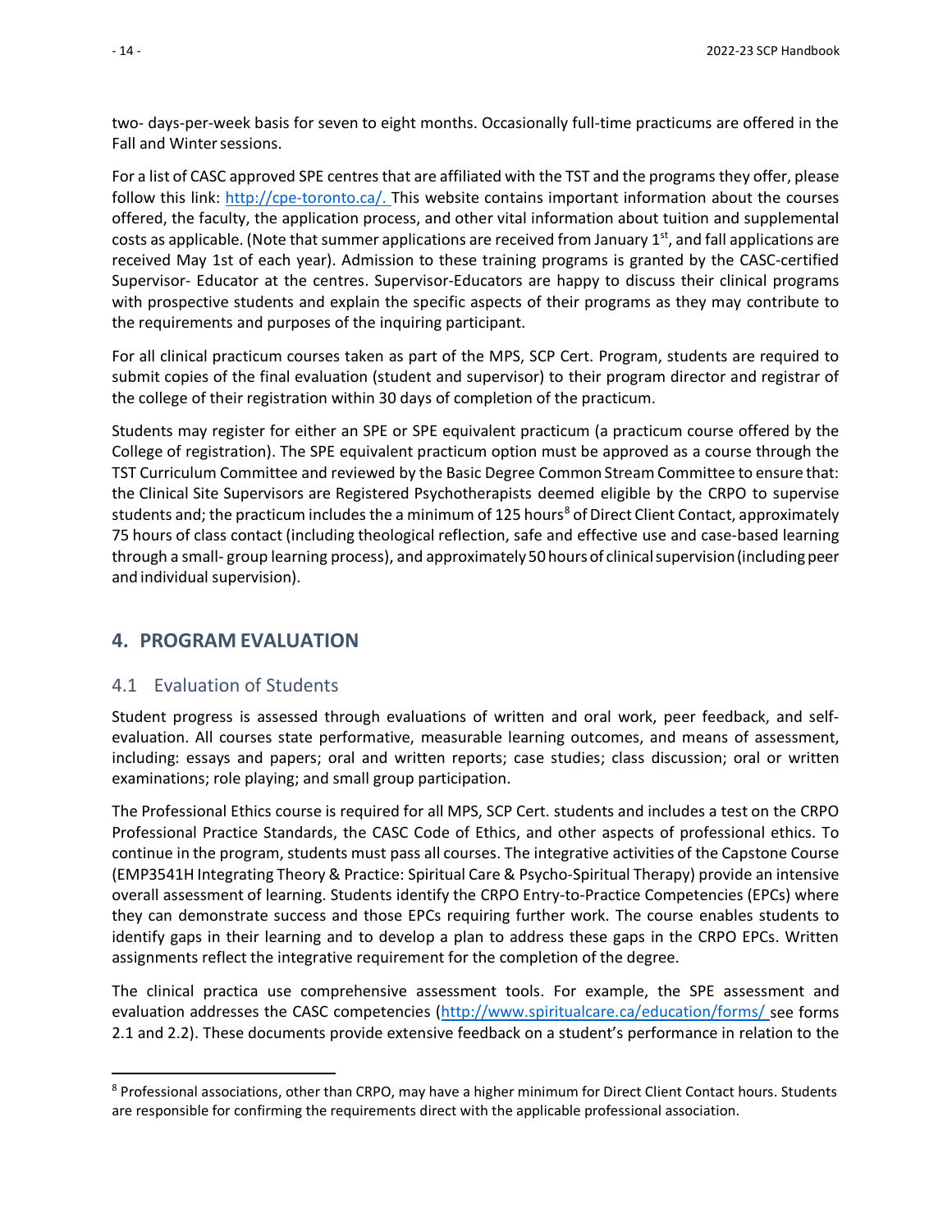two- days-per-week basis for seven to eight months. Occasionally full-time practicums are offered in the Fall and Winter sessions.

For a list of CASC approved SPE centres that are affiliated with the TST and the programs they offer, please follow this link: http://cpe-toronto.ca/. This website contains important information about the courses offered, the faculty, the application process, and other vital information about tuition and supplemental costs as applicable. (Note that summer applications are received from January 1st, and fall applications are received May 1st of each year). Admission to these training programs is granted by the CASC-certified Supervisor- Educator at the centres. Supervisor-Educators are happy to discuss their clinical programs with prospective students and explain the specific aspects of their programs as they may contribute to the requirements and purposes of the inquiring participant.

For all clinical practicum courses taken as part of the MPS, SCP Cert. Program, students are required to submit copies of the final evaluation (student and supervisor) to their program director and registrar of the college of their registration within 30 days of completion of the practicum.

Students may register for either an SPE or SPE equivalent practicum (a practicum course offered by the College of registration). The SPE equivalent practicum option must be approved as a course through the TST Curriculum Committee and reviewed by the Basic Degree Common Stream Committee to ensure that: the Clinical Site Supervisors are Registered Psychotherapists deemed eligible by the CRPO to supervise students and; the practicum includes the a minimum of 125 hours[8] of Direct Client Contact, approximately 75 hours of class contact (including theological reflection, safe and effective use and case-based learning through a small- group learning process), and approximately 50 hours of clinical supervision (including peer and individual supervision).

## 4. PROGRAM EVALUATION

### 4.1 Evaluation of Students

Student progress is assessed through evaluations of written and oral work, peer feedback, and self-evaluation. All courses state performative, measurable learning outcomes, and means of assessment, including: essays and papers; oral and written reports; case studies; class discussion; oral or written examinations; role playing; and small group participation.

The Professional Ethics course is required for all MPS, SCP Cert. students and includes a test on the CRPO Professional Practice Standards, the CASC Code of Ethics, and other aspects of professional ethics. To continue in the program, students must pass all courses. The integrative activities of the Capstone Course (EMP3541H Integrating Theory & Practice: Spiritual Care & Psycho-Spiritual Therapy) provide an intensive overall assessment of learning. Students identify the CRPO Entry-to-Practice Competencies (EPCs) where they can demonstrate success and those EPCs requiring further work. The course enables students to identify gaps in their learning and to develop a plan to address these gaps in the CRPO EPCs. Written assignments reflect the integrative requirement for the completion of the degree.

The clinical practica use comprehensive assessment tools. For example, the SPE assessment and evaluation addresses the CASC competencies (http://www.spiritualcare.ca/education/forms/ see forms 2.1 and 2.2). These documents provide extensive feedback on a student's performance in relation to the

---

[8] Professional associations, other than CRPO, may have a higher minimum for Direct Client Contact hours. Students are responsible for confirming the requirements direct with the applicable professional association.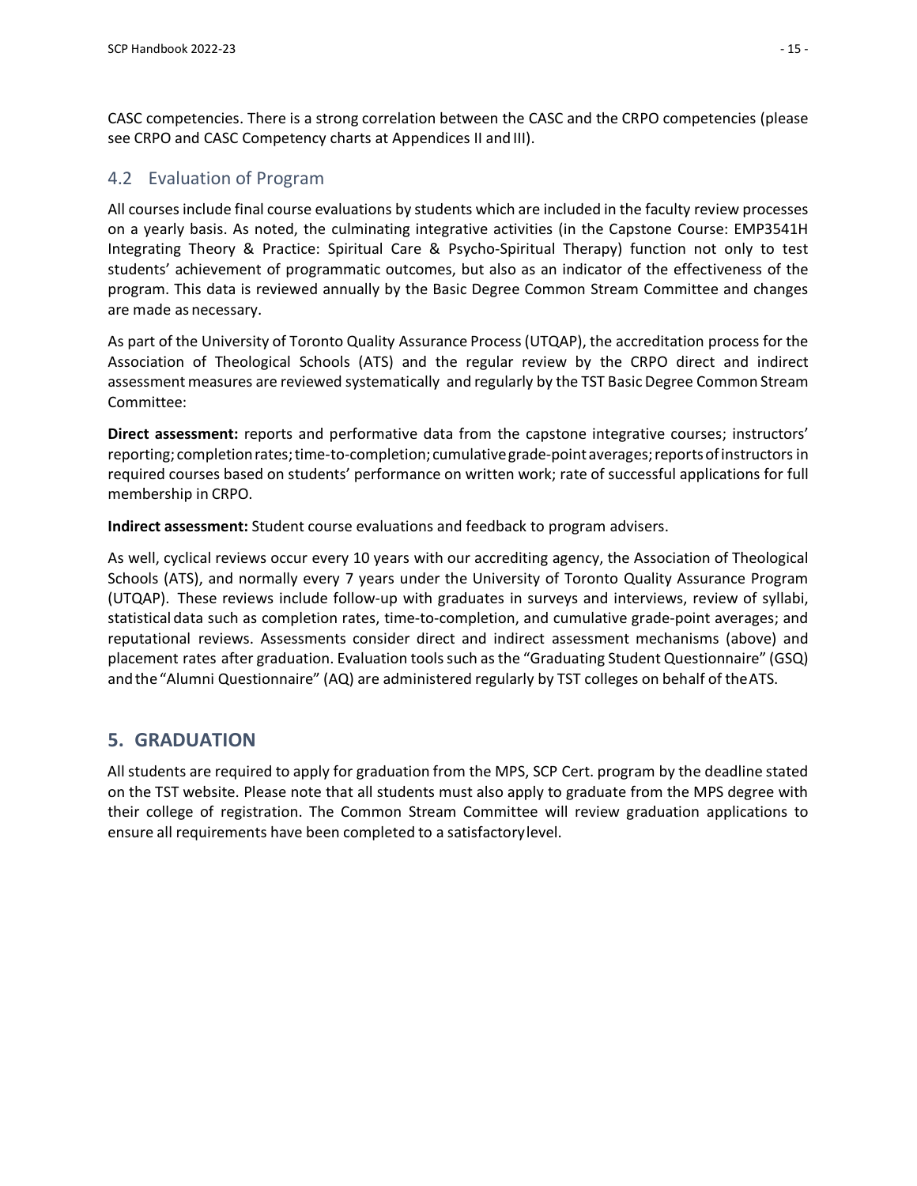CASC competencies. There is a strong correlation between the CASC and the CRPO competencies (please see CRPO and CASC Competency charts at Appendices II and III).

## 4.2 Evaluation of Program

All courses include final course evaluations by students which are included in the faculty review processes on a yearly basis. As noted, the culminating integrative activities (in the Capstone Course: EMP3541H Integrating Theory & Practice: Spiritual Care & Psycho-Spiritual Therapy) function not only to test students' achievement of programmatic outcomes, but also as an indicator of the effectiveness of the program. This data is reviewed annually by the Basic Degree Common Stream Committee and changes are made as necessary.

As part of the University of Toronto Quality Assurance Process (UTQAP), the accreditation process for the Association of Theological Schools (ATS) and the regular review by the CRPO direct and indirect assessment measures are reviewed systematically and regularly by the TST Basic Degree Common Stream Committee:

**Direct assessment:** reports and performative data from the capstone integrative courses; instructors' reporting; completion rates; time-to-completion; cumulative grade-point averages; reports of instructors in required courses based on students' performance on written work; rate of successful applications for full membership in CRPO.

**Indirect assessment:** Student course evaluations and feedback to program advisers.

As well, cyclical reviews occur every 10 years with our accrediting agency, the Association of Theological Schools (ATS), and normally every 7 years under the University of Toronto Quality Assurance Program (UTQAP). These reviews include follow-up with graduates in surveys and interviews, review of syllabi, statistical data such as completion rates, time-to-completion, and cumulative grade-point averages; and reputational reviews. Assessments consider direct and indirect assessment mechanisms (above) and placement rates after graduation. Evaluation tools such as the "Graduating Student Questionnaire" (GSQ) and the "Alumni Questionnaire" (AQ) are administered regularly by TST colleges on behalf of the ATS.

# 5. GRADUATION

All students are required to apply for graduation from the MPS, SCP Cert. program by the deadline stated on the TST website. Please note that all students must also apply to graduate from the MPS degree with their college of registration. The Common Stream Committee will review graduation applications to ensure all requirements have been completed to a satisfactory level.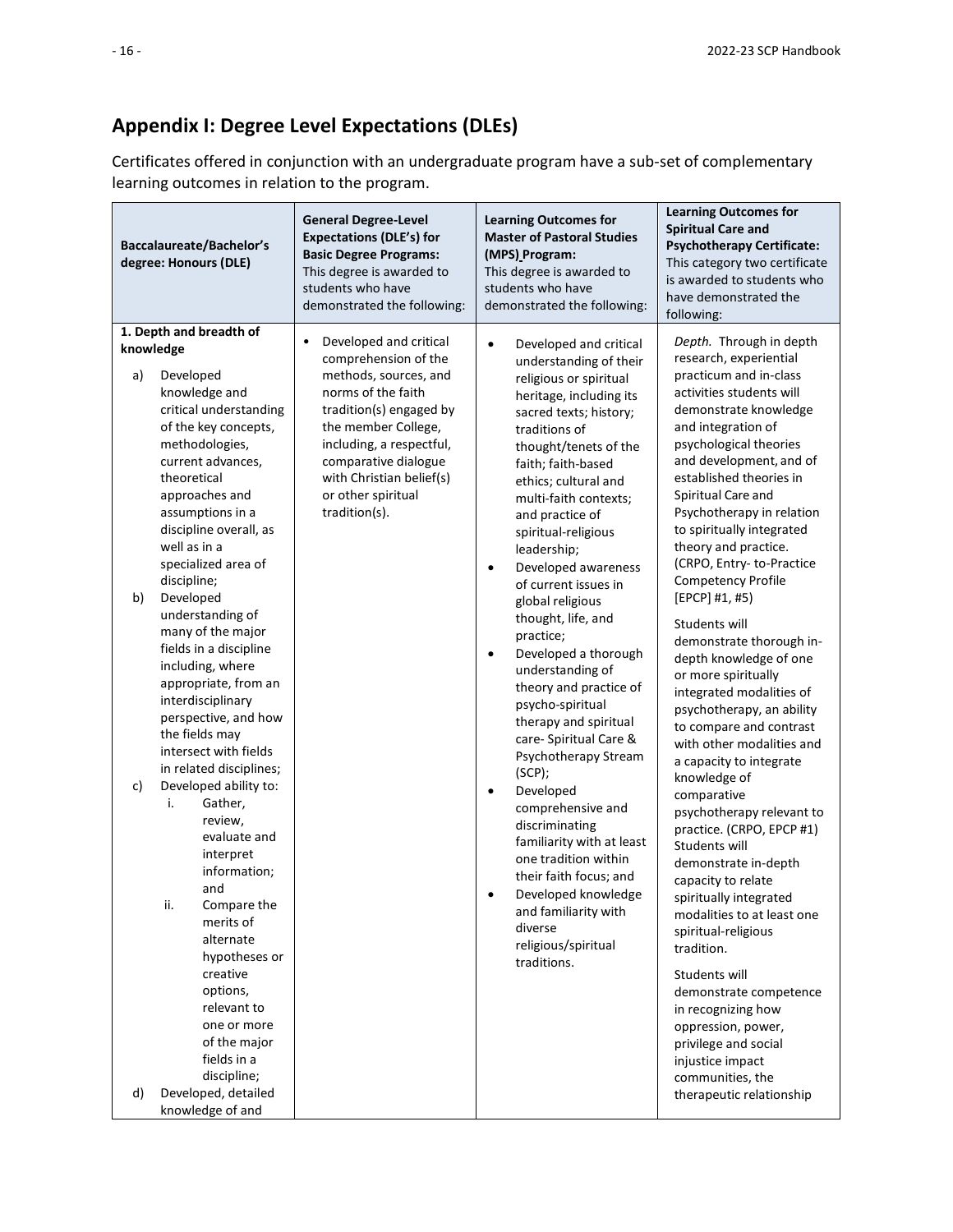## Appendix I: Degree Level Expectations (DLEs)

Certificates offered in conjunction with an undergraduate program have a sub-set of complementary learning outcomes in relation to the program.

| **Baccalaureate/Bachelor's degree: Honours (DLE)** | **General Degree-Level Expectations (DLE's) for Basic Degree Programs:** This degree is awarded to students who have demonstrated the following: | **Learning Outcomes for Master of Pastoral Studies (MPS) Program:** This degree is awarded to students who have demonstrated the following: | **Learning Outcomes for Spiritual Care and Psychotherapy Certificate:** This category two certificate is awarded to students who have demonstrated the following: |
|---|---|---|---|
| **1. Depth and breadth of knowledge**<br>a) Developed knowledge and critical understanding of the key concepts, methodologies, current advances, theoretical approaches and assumptions in a discipline overall, as well as in a specialized area of discipline;<br>b) Developed understanding of many of the major fields in a discipline including, where appropriate, from an interdisciplinary perspective, and how the fields may intersect with fields in related disciplines;<br>c) Developed ability to:<br>i. Gather, review, evaluate and interpret information; and<br>ii. Compare the merits of alternate hypotheses or creative options, relevant to one or more of the major fields in a discipline;<br>d) Developed, detailed knowledge of and | • Developed and critical comprehension of the methods, sources, and norms of the faith tradition(s) engaged by the member College, including, a respectful, comparative dialogue with Christian belief(s) or other spiritual tradition(s). | • Developed and critical understanding of their religious or spiritual heritage, including its sacred texts; history; traditions of thought/tenets of the faith; faith-based ethics; cultural and multi-faith contexts; and practice of spiritual-religious leadership;<br>• Developed awareness of current issues in global religious thought, life, and practice;<br>• Developed a thorough understanding of theory and practice of psycho-spiritual therapy and spiritual care- Spiritual Care & Psychotherapy Stream (SCP);<br>• Developed comprehensive and discriminating familiarity with at least one tradition within their faith focus; and<br>• Developed knowledge and familiarity with diverse religious/spiritual traditions. | *Depth.* Through in depth research, experiential practicum and in-class activities students will demonstrate knowledge and integration of psychological theories and development, and of established theories in Spiritual Care and Psychotherapy in relation to spiritually integrated theory and practice. (CRPO, Entry- to-Practice Competency Profile [EPCP] #1, #5)<br>Students will demonstrate thorough in-depth knowledge of one or more spiritually integrated modalities of psychotherapy, an ability to compare and contrast with other modalities and a capacity to integrate knowledge of comparative psychotherapy relevant to practice. (CRPO, EPCP #1)<br>Students will demonstrate in-depth capacity to relate spiritually integrated modalities to at least one spiritual-religious tradition.<br>Students will demonstrate competence in recognizing how oppression, power, privilege and social injustice impact communities, the therapeutic relationship |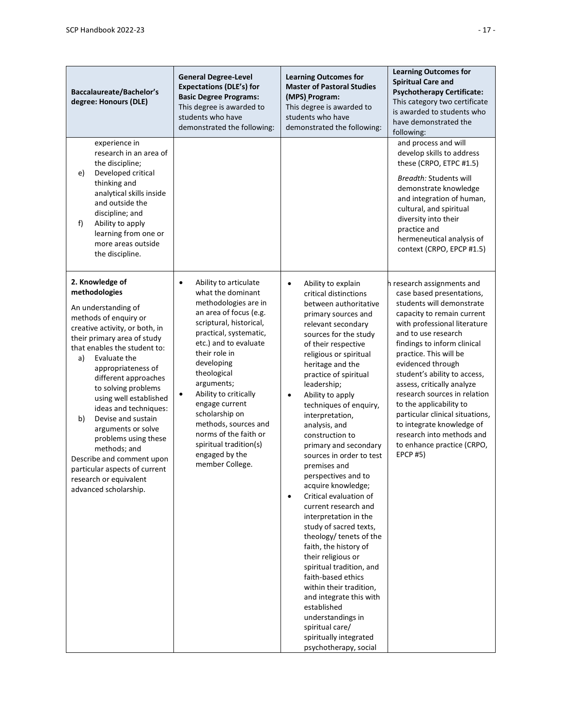| Baccalaureate/Bachelor's degree: Honours (DLE) | General Degree-Level Expectations (DLE's) for Basic Degree Programs: This degree is awarded to students who have demonstrated the following: | Learning Outcomes for Master of Pastoral Studies (MPS) Program: This degree is awarded to students who have demonstrated the following: | Learning Outcomes for Spiritual Care and Psychotherapy Certificate: This category two certificate is awarded to students who have demonstrated the following: |
|---|---|---|---|
| experience in research in an area of the discipline;<br>e) Developed critical thinking and analytical skills inside and outside the discipline; and<br>f) Ability to apply learning from one or more areas outside the discipline. | | | and process and will develop skills to address these (CRPO, ETPC #1.5)<br>*Breadth:* Students will demonstrate knowledge and integration of human, cultural, and spiritual diversity into their practice and hermeneutical analysis of context (CRPO, EPCP #1.5) |
| **2. Knowledge of methodologies**<br>An understanding of methods of enquiry or creative activity, or both, in their primary area of study that enables the student to:<br>a) Evaluate the appropriateness of different approaches to solving problems using well established ideas and techniques:<br>b) Devise and sustain arguments or solve problems using these methods; and<br>Describe and comment upon particular aspects of current research or equivalent advanced scholarship. | • Ability to articulate what the dominant methodologies are in an area of focus (e.g. scriptural, historical, practical, systematic, etc.) and to evaluate their role in developing theological arguments;<br>• Ability to critically engage current scholarship on methods, sources and norms of the faith or spiritual tradition(s) engaged by the member College. | • Ability to explain critical distinctions between authoritative primary sources and relevant secondary sources for the study of their respective religious or spiritual heritage and the practice of spiritual leadership;<br>• Ability to apply techniques of enquiry, interpretation, analysis, and construction to primary and secondary sources in order to test premises and perspectives and to acquire knowledge;<br>• Critical evaluation of current research and interpretation in the study of sacred texts, theology/ tenets of the faith, the history of their religious or spiritual tradition, and faith-based ethics within their tradition, and integrate this with established understandings in spiritual care/ spiritually integrated psychotherapy, social | h research assignments and case based presentations, students will demonstrate capacity to remain current with professional literature and to use research findings to inform clinical practice. This will be evidenced through student's ability to access, assess, critically analyze research sources in relation to the applicability to particular clinical situations, to integrate knowledge of research into methods and to enhance practice (CRPO, EPCP #5) |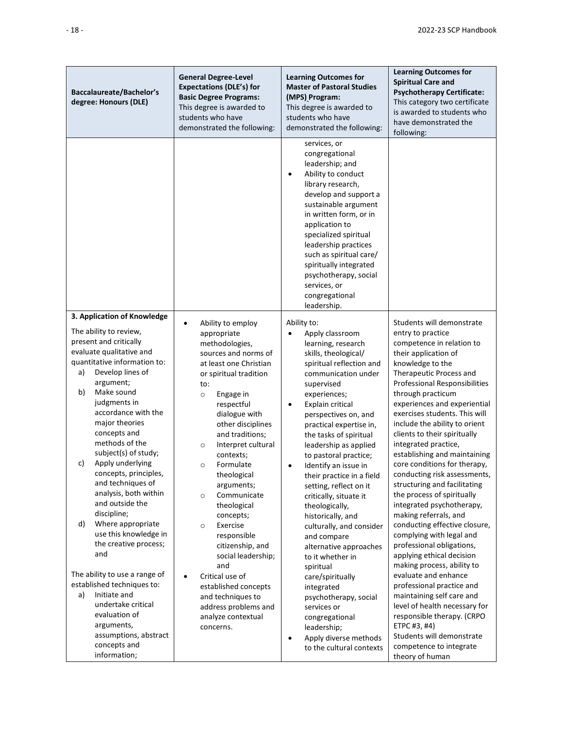| Baccalaureate/Bachelor's degree: Honours (DLE) | General Degree-Level Expectations (DLE's) for Basic Degree Programs: This degree is awarded to students who have demonstrated the following: | Learning Outcomes for Master of Pastoral Studies (MPS) Program: This degree is awarded to students who have demonstrated the following: | Learning Outcomes for Spiritual Care and Psychotherapy Certificate: This category two certificate is awarded to students who have demonstrated the following: |
|---|---|---|---|
| | | services, or congregational leadership; and<br>• Ability to conduct library research, develop and support a sustainable argument in written form, or in application to specialized spiritual leadership practices such as spiritual care/ spiritually integrated psychotherapy, social services, or congregational leadership. | |
| **3. Application of Knowledge**<br>The ability to review, present and critically evaluate qualitative and quantitative information to:<br>a) Develop lines of argument;<br>b) Make sound judgments in accordance with the major theories concepts and methods of the subject(s) of study;<br>c) Apply underlying concepts, principles, and techniques of analysis, both within and outside the discipline;<br>d) Where appropriate use this knowledge in the creative process; and<br><br>The ability to use a range of established techniques to:<br>a) Initiate and undertake critical evaluation of arguments, assumptions, abstract concepts and information; | • Ability to employ appropriate methodologies, sources and norms of at least one Christian or spiritual tradition to:<br>  ○ Engage in respectful dialogue with other disciplines and traditions;<br>  ○ Interpret cultural contexts;<br>  ○ Formulate theological arguments;<br>  ○ Communicate theological concepts;<br>  ○ Exercise responsible citizenship, and social leadership; and<br>• Critical use of established concepts and techniques to address problems and analyze contextual concerns. | Ability to:<br>• Apply classroom learning, research skills, theological/ spiritual reflection and communication under supervised experiences;<br>• Explain critical perspectives on, and practical expertise in, the tasks of spiritual leadership as applied to pastoral practice;<br>• Identify an issue in their practice in a field setting, reflect on it critically, situate it theologically, historically, and culturally, and consider and compare alternative approaches to it whether in spiritual care/spiritually integrated psychotherapy, social services or congregational leadership;<br>• Apply diverse methods to the cultural contexts | Students will demonstrate entry to practice competence in relation to their application of knowledge to the Therapeutic Process and Professional Responsibilities through practicum experiences and experiential exercises students. This will include the ability to orient clients to their spiritually integrated practice, establishing and maintaining core conditions for therapy, conducting risk assessments, structuring and facilitating the process of spiritually integrated psychotherapy, making referrals, and conducting effective closure, complying with legal and professional obligations, applying ethical decision making process, ability to evaluate and enhance professional practice and maintaining self care and level of health necessary for responsible therapy. (CRPO ETPC #3, #4)<br>Students will demonstrate competence to integrate theory of human |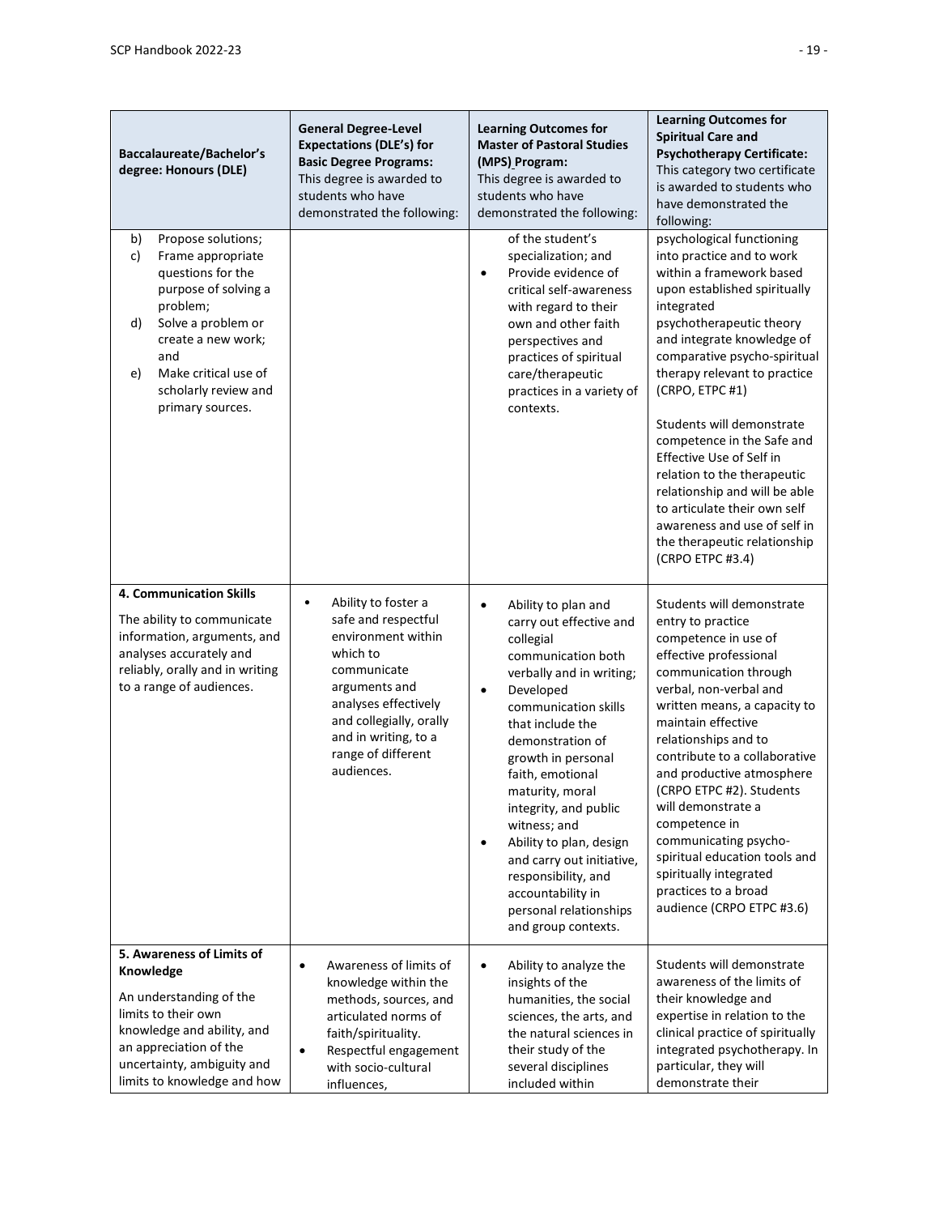| Baccalaureate/Bachelor's degree: Honours (DLE) | General Degree-Level Expectations (DLE's) for Basic Degree Programs: This degree is awarded to students who have demonstrated the following: | Learning Outcomes for Master of Pastoral Studies (MPS) Program: This degree is awarded to students who have demonstrated the following: | Learning Outcomes for Spiritual Care and Psychotherapy Certificate: This category two certificate is awarded to students who have demonstrated the following: |
|---|---|---|---|
| b) Propose solutions;<br>c) Frame appropriate questions for the purpose of solving a problem;<br>d) Solve a problem or create a new work; and<br>e) Make critical use of scholarly review and primary sources. | | of the student's specialization; and<br>• Provide evidence of critical self-awareness with regard to their own and other faith perspectives and practices of spiritual care/therapeutic practices in a variety of contexts. | psychological functioning into practice and to work within a framework based upon established spiritually integrated psychotherapeutic theory and integrate knowledge of comparative psycho-spiritual therapy relevant to practice (CRPO, ETPC #1)<br><br>Students will demonstrate competence in the Safe and Effective Use of Self in relation to the therapeutic relationship and will be able to articulate their own self awareness and use of self in the therapeutic relationship (CRPO ETPC #3.4) |
| **4. Communication Skills**<br><br>The ability to communicate information, arguments, and analyses accurately and reliably, orally and in writing to a range of audiences. | • Ability to foster a safe and respectful environment within which to communicate arguments and analyses effectively and collegially, orally and in writing, to a range of different audiences. | • Ability to plan and carry out effective and collegial communication both verbally and in writing;<br>• Developed communication skills that include the demonstration of growth in personal faith, emotional maturity, moral integrity, and public witness; and<br>• Ability to plan, design and carry out initiative, responsibility, and accountability in personal relationships and group contexts. | Students will demonstrate entry to practice competence in use of effective professional communication through verbal, non-verbal and written means, a capacity to maintain effective relationships and to contribute to a collaborative and productive atmosphere (CRPO ETPC #2). Students will demonstrate a competence in communicating psycho-spiritual education tools and spiritually integrated practices to a broad audience (CRPO ETPC #3.6) |
| **5. Awareness of Limits of Knowledge**<br><br>An understanding of the limits to their own knowledge and ability, and an appreciation of the uncertainty, ambiguity and limits to knowledge and how | • Awareness of limits of knowledge within the methods, sources, and articulated norms of faith/spirituality.<br>• Respectful engagement with socio-cultural influences, | • Ability to analyze the insights of the humanities, the social sciences, the arts, and the natural sciences in their study of the several disciplines included within | Students will demonstrate awareness of the limits of their knowledge and expertise in relation to the clinical practice of spiritually integrated psychotherapy. In particular, they will demonstrate their |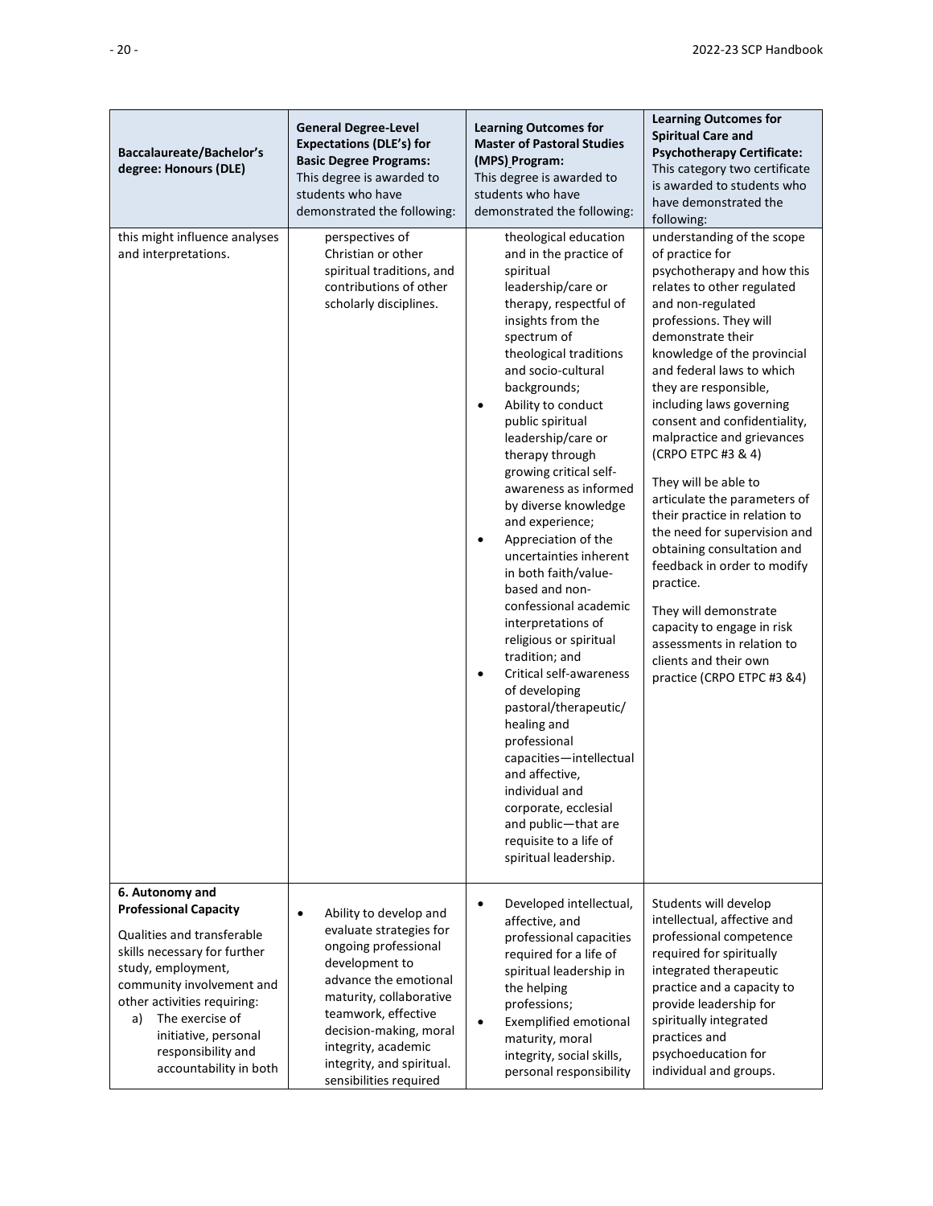| Baccalaureate/Bachelor's degree: Honours (DLE) | General Degree-Level Expectations (DLE's) for Basic Degree Programs: This degree is awarded to students who have demonstrated the following: | Learning Outcomes for Master of Pastoral Studies (MPS) Program: This degree is awarded to students who have demonstrated the following: | Learning Outcomes for Spiritual Care and Psychotherapy Certificate: This category two certificate is awarded to students who have demonstrated the following: |
|---|---|---|---|
| this might influence analyses and interpretations. | perspectives of Christian or other spiritual traditions, and contributions of other scholarly disciplines. | theological education and in the practice of spiritual leadership/care or therapy, respectful of insights from the spectrum of theological traditions and socio-cultural backgrounds;<br>• Ability to conduct public spiritual leadership/care or therapy through growing critical self-awareness as informed by diverse knowledge and experience;<br>• Appreciation of the uncertainties inherent in both faith/value-based and non-confessional academic interpretations of religious or spiritual tradition; and<br>• Critical self-awareness of developing pastoral/therapeutic/ healing and professional capacities—intellectual and affective, individual and corporate, ecclesial and public—that are requisite to a life of spiritual leadership. | understanding of the scope of practice for psychotherapy and how this relates to other regulated and non-regulated professions. They will demonstrate their knowledge of the provincial and federal laws to which they are responsible, including laws governing consent and confidentiality, malpractice and grievances (CRPO ETPC #3 & 4)<br><br>They will be able to articulate the parameters of their practice in relation to the need for supervision and obtaining consultation and feedback in order to modify practice.<br><br>They will demonstrate capacity to engage in risk assessments in relation to clients and their own practice (CRPO ETPC #3 &4) |
| **6. Autonomy and Professional Capacity**<br><br>Qualities and transferable skills necessary for further study, employment, community involvement and other activities requiring:<br>a) The exercise of initiative, personal responsibility and accountability in both | • Ability to develop and evaluate strategies for ongoing professional development to advance the emotional maturity, collaborative teamwork, effective decision-making, moral integrity, academic integrity, and spiritual. sensibilities required | • Developed intellectual, affective, and professional capacities required for a life of spiritual leadership in the helping professions;<br>• Exemplified emotional maturity, moral integrity, social skills, personal responsibility | Students will develop intellectual, affective and professional competence required for spiritually integrated therapeutic practice and a capacity to provide leadership for spiritually integrated practices and psychoeducation for individual and groups. |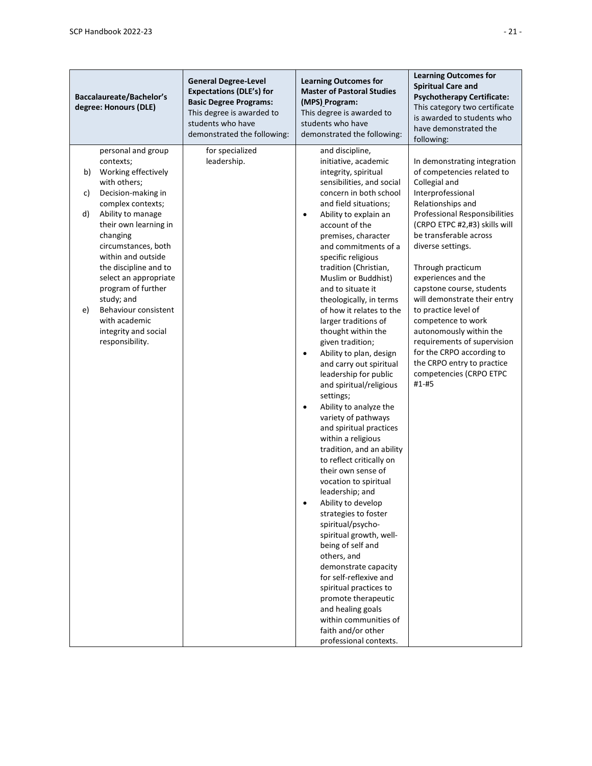| Baccalaureate/Bachelor's degree: Honours (DLE) | **General Degree-Level Expectations (DLE's) for Basic Degree Programs:** This degree is awarded to students who have demonstrated the following: | **Learning Outcomes for Master of Pastoral Studies (MPS) Program:** This degree is awarded to students who have demonstrated the following: | **Learning Outcomes for Spiritual Care and Psychotherapy Certificate:** This category two certificate is awarded to students who have demonstrated the following: |
|---|---|---|---|
| personal and group contexts;<br>b) Working effectively with others;<br>c) Decision-making in complex contexts;<br>d) Ability to manage their own learning in changing circumstances, both within and outside the discipline and to select an appropriate program of further study; and<br>e) Behaviour consistent with academic integrity and social responsibility. | for specialized leadership. | and discipline, initiative, academic integrity, spiritual sensibilities, and social concern in both school and field situations;<br>• Ability to explain an account of the premises, character and commitments of a specific religious tradition (Christian, Muslim or Buddhist) and to situate it theologically, in terms of how it relates to the larger traditions of thought within the given tradition;<br>• Ability to plan, design and carry out spiritual leadership for public and spiritual/religious settings;<br>• Ability to analyze the variety of pathways and spiritual practices within a religious tradition, and an ability to reflect critically on their own sense of vocation to spiritual leadership; and<br>• Ability to develop strategies to foster spiritual/psycho-spiritual growth, well-being of self and others, and demonstrate capacity for self-reflexive and spiritual practices to promote therapeutic and healing goals within communities of faith and/or other professional contexts. | In demonstrating integration of competencies related to Collegial and Interprofessional Relationships and Professional Responsibilities (CRPO ETPC #2,#3) skills will be transferable across diverse settings.<br><br>Through practicum experiences and the capstone course, students will demonstrate their entry to practice level of competence to work autonomously within the requirements of supervision for the CRPO according to the CRPO entry to practice competencies (CRPO ETPC #1-#5 |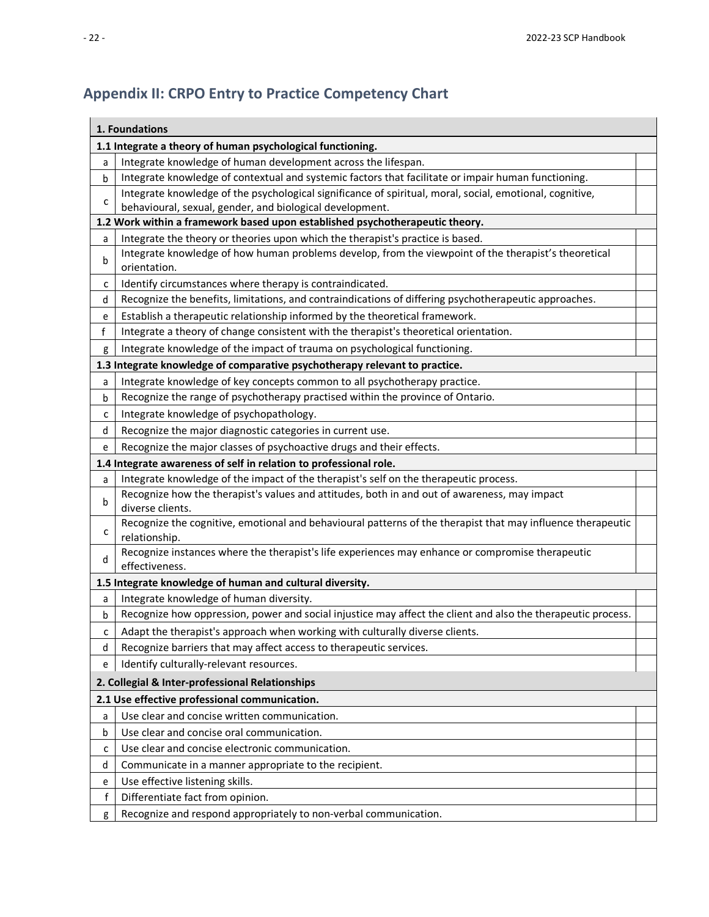## Appendix II: CRPO Entry to Practice Competency Chart

| | **1. Foundations** | |
|---|---|---|
| | **1.1 Integrate a theory of human psychological functioning.** | |
| a | Integrate knowledge of human development across the lifespan. | |
| b | Integrate knowledge of contextual and systemic factors that facilitate or impair human functioning. | |
| c | Integrate knowledge of the psychological significance of spiritual, moral, social, emotional, cognitive, behavioural, sexual, gender, and biological development. | |
| | **1.2 Work within a framework based upon established psychotherapeutic theory.** | |
| a | Integrate the theory or theories upon which the therapist's practice is based. | |
| b | Integrate knowledge of how human problems develop, from the viewpoint of the therapist's theoretical orientation. | |
| c | Identify circumstances where therapy is contraindicated. | |
| d | Recognize the benefits, limitations, and contraindications of differing psychotherapeutic approaches. | |
| e | Establish a therapeutic relationship informed by the theoretical framework. | |
| f | Integrate a theory of change consistent with the therapist's theoretical orientation. | |
| g | Integrate knowledge of the impact of trauma on psychological functioning. | |
| | **1.3 Integrate knowledge of comparative psychotherapy relevant to practice.** | |
| a | Integrate knowledge of key concepts common to all psychotherapy practice. | |
| b | Recognize the range of psychotherapy practised within the province of Ontario. | |
| c | Integrate knowledge of psychopathology. | |
| d | Recognize the major diagnostic categories in current use. | |
| e | Recognize the major classes of psychoactive drugs and their effects. | |
| | **1.4 Integrate awareness of self in relation to professional role.** | |
| a | Integrate knowledge of the impact of the therapist's self on the therapeutic process. | |
| b | Recognize how the therapist's values and attitudes, both in and out of awareness, may impact diverse clients. | |
| c | Recognize the cognitive, emotional and behavioural patterns of the therapist that may influence therapeutic relationship. | |
| d | Recognize instances where the therapist's life experiences may enhance or compromise therapeutic effectiveness. | |
| | **1.5 Integrate knowledge of human and cultural diversity.** | |
| a | Integrate knowledge of human diversity. | |
| b | Recognize how oppression, power and social injustice may affect the client and also the therapeutic process. | |
| c | Adapt the therapist's approach when working with culturally diverse clients. | |
| d | Recognize barriers that may affect access to therapeutic services. | |
| e | Identify culturally-relevant resources. | |
| | **2. Collegial & Inter-professional Relationships** | |
| | **2.1 Use effective professional communication.** | |
| a | Use clear and concise written communication. | |
| b | Use clear and concise oral communication. | |
| c | Use clear and concise electronic communication. | |
| d | Communicate in a manner appropriate to the recipient. | |
| e | Use effective listening skills. | |
| f | Differentiate fact from opinion. | |
| g | Recognize and respond appropriately to non-verbal communication. | |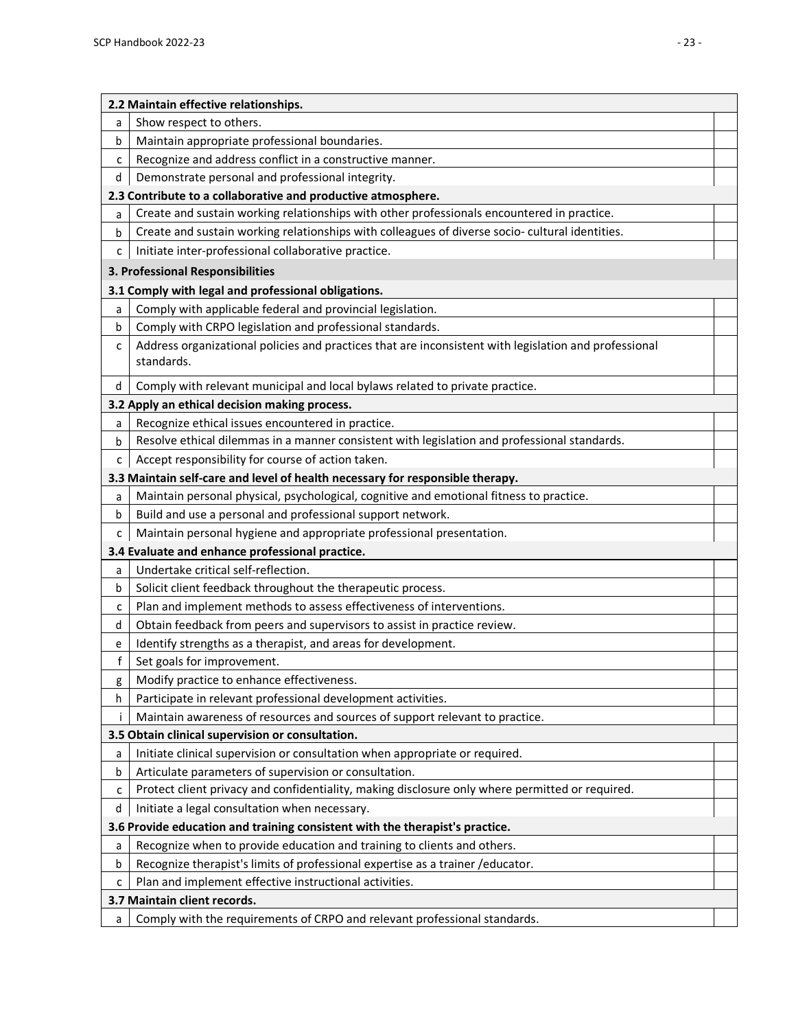| | | |
|---|---|---|
| **2.2 Maintain effective relationships.** | | |
| a | Show respect to others. | |
| b | Maintain appropriate professional boundaries. | |
| c | Recognize and address conflict in a constructive manner. | |
| d | Demonstrate personal and professional integrity. | |
| **2.3 Contribute to a collaborative and productive atmosphere.** | | |
| a | Create and sustain working relationships with other professionals encountered in practice. | |
| b | Create and sustain working relationships with colleagues of diverse socio- cultural identities. | |
| c | Initiate inter-professional collaborative practice. | |
| **3. Professional Responsibilities** | | |
| **3.1 Comply with legal and professional obligations.** | | |
| a | Comply with applicable federal and provincial legislation. | |
| b | Comply with CRPO legislation and professional standards. | |
| c | Address organizational policies and practices that are inconsistent with legislation and professional standards. | |
| d | Comply with relevant municipal and local bylaws related to private practice. | |
| **3.2 Apply an ethical decision making process.** | | |
| a | Recognize ethical issues encountered in practice. | |
| b | Resolve ethical dilemmas in a manner consistent with legislation and professional standards. | |
| c | Accept responsibility for course of action taken. | |
| **3.3 Maintain self-care and level of health necessary for responsible therapy.** | | |
| a | Maintain personal physical, psychological, cognitive and emotional fitness to practice. | |
| b | Build and use a personal and professional support network. | |
| c | Maintain personal hygiene and appropriate professional presentation. | |
| **3.4 Evaluate and enhance professional practice.** | | |
| a | Undertake critical self-reflection. | |
| b | Solicit client feedback throughout the therapeutic process. | |
| c | Plan and implement methods to assess effectiveness of interventions. | |
| d | Obtain feedback from peers and supervisors to assist in practice review. | |
| e | Identify strengths as a therapist, and areas for development. | |
| f | Set goals for improvement. | |
| g | Modify practice to enhance effectiveness. | |
| h | Participate in relevant professional development activities. | |
| i | Maintain awareness of resources and sources of support relevant to practice. | |
| **3.5 Obtain clinical supervision or consultation.** | | |
| a | Initiate clinical supervision or consultation when appropriate or required. | |
| b | Articulate parameters of supervision or consultation. | |
| c | Protect client privacy and confidentiality, making disclosure only where permitted or required. | |
| d | Initiate a legal consultation when necessary. | |
| **3.6 Provide education and training consistent with the therapist's practice.** | | |
| a | Recognize when to provide education and training to clients and others. | |
| b | Recognize therapist's limits of professional expertise as a trainer /educator. | |
| c | Plan and implement effective instructional activities. | |
| **3.7 Maintain client records.** | | |
| a | Comply with the requirements of CRPO and relevant professional standards. | |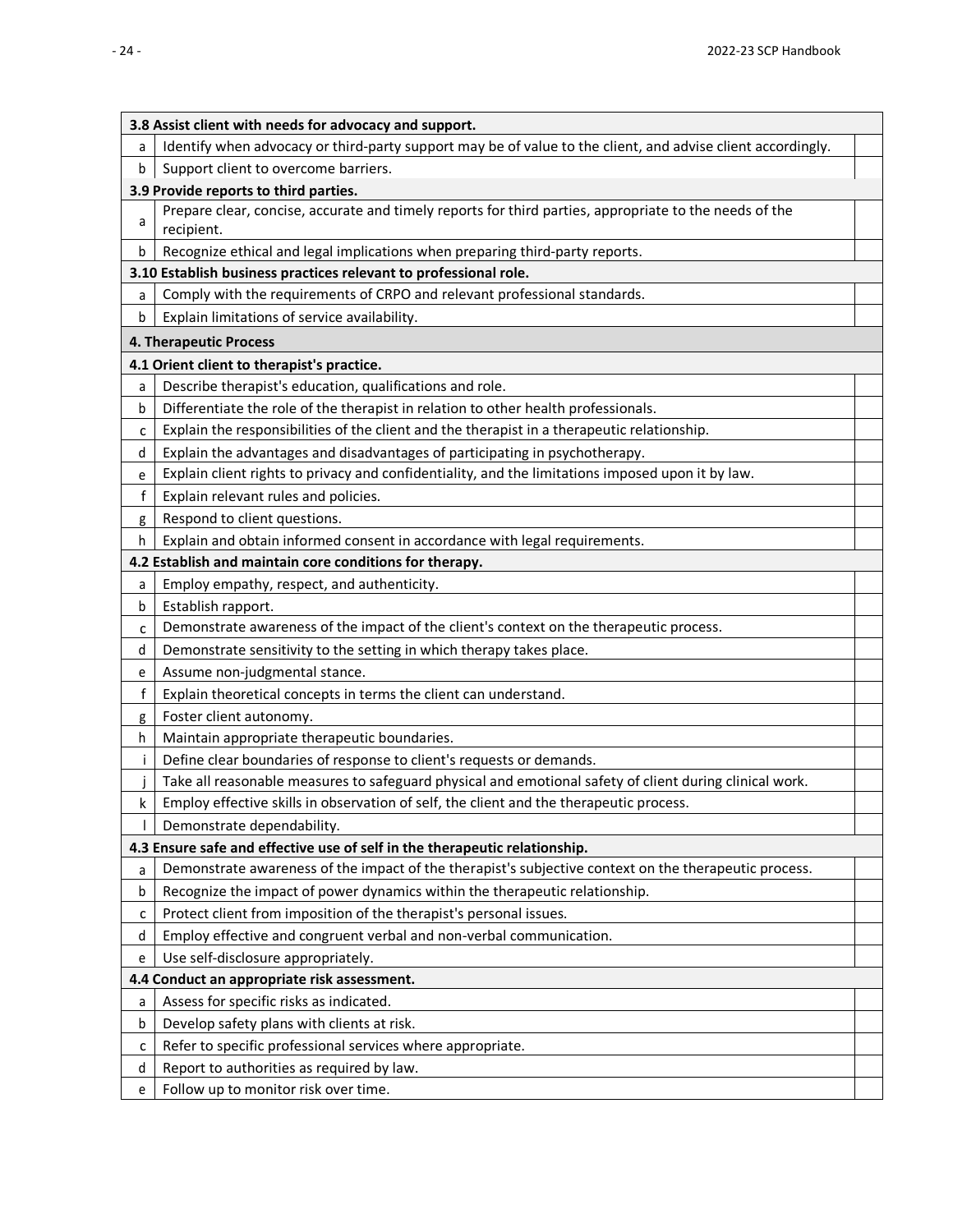| | | |
|---|---|---|
| **3.8 Assist client with needs for advocacy and support.** | | |
| a | Identify when advocacy or third-party support may be of value to the client, and advise client accordingly. | |
| b | Support client to overcome barriers. | |
| **3.9 Provide reports to third parties.** | | |
| a | Prepare clear, concise, accurate and timely reports for third parties, appropriate to the needs of the recipient. | |
| b | Recognize ethical and legal implications when preparing third-party reports. | |
| **3.10 Establish business practices relevant to professional role.** | | |
| a | Comply with the requirements of CRPO and relevant professional standards. | |
| b | Explain limitations of service availability. | |
| **4. Therapeutic Process** | | |
| **4.1 Orient client to therapist's practice.** | | |
| a | Describe therapist's education, qualifications and role. | |
| b | Differentiate the role of the therapist in relation to other health professionals. | |
| c | Explain the responsibilities of the client and the therapist in a therapeutic relationship. | |
| d | Explain the advantages and disadvantages of participating in psychotherapy. | |
| e | Explain client rights to privacy and confidentiality, and the limitations imposed upon it by law. | |
| f | Explain relevant rules and policies. | |
| g | Respond to client questions. | |
| h | Explain and obtain informed consent in accordance with legal requirements. | |
| **4.2 Establish and maintain core conditions for therapy.** | | |
| a | Employ empathy, respect, and authenticity. | |
| b | Establish rapport. | |
| c | Demonstrate awareness of the impact of the client's context on the therapeutic process. | |
| d | Demonstrate sensitivity to the setting in which therapy takes place. | |
| e | Assume non-judgmental stance. | |
| f | Explain theoretical concepts in terms the client can understand. | |
| g | Foster client autonomy. | |
| h | Maintain appropriate therapeutic boundaries. | |
| i | Define clear boundaries of response to client's requests or demands. | |
| j | Take all reasonable measures to safeguard physical and emotional safety of client during clinical work. | |
| k | Employ effective skills in observation of self, the client and the therapeutic process. | |
| l | Demonstrate dependability. | |
| **4.3 Ensure safe and effective use of self in the therapeutic relationship.** | | |
| a | Demonstrate awareness of the impact of the therapist's subjective context on the therapeutic process. | |
| b | Recognize the impact of power dynamics within the therapeutic relationship. | |
| c | Protect client from imposition of the therapist's personal issues. | |
| d | Employ effective and congruent verbal and non-verbal communication. | |
| e | Use self-disclosure appropriately. | |
| **4.4 Conduct an appropriate risk assessment.** | | |
| a | Assess for specific risks as indicated. | |
| b | Develop safety plans with clients at risk. | |
| c | Refer to specific professional services where appropriate. | |
| d | Report to authorities as required by law. | |
| e | Follow up to monitor risk over time. | |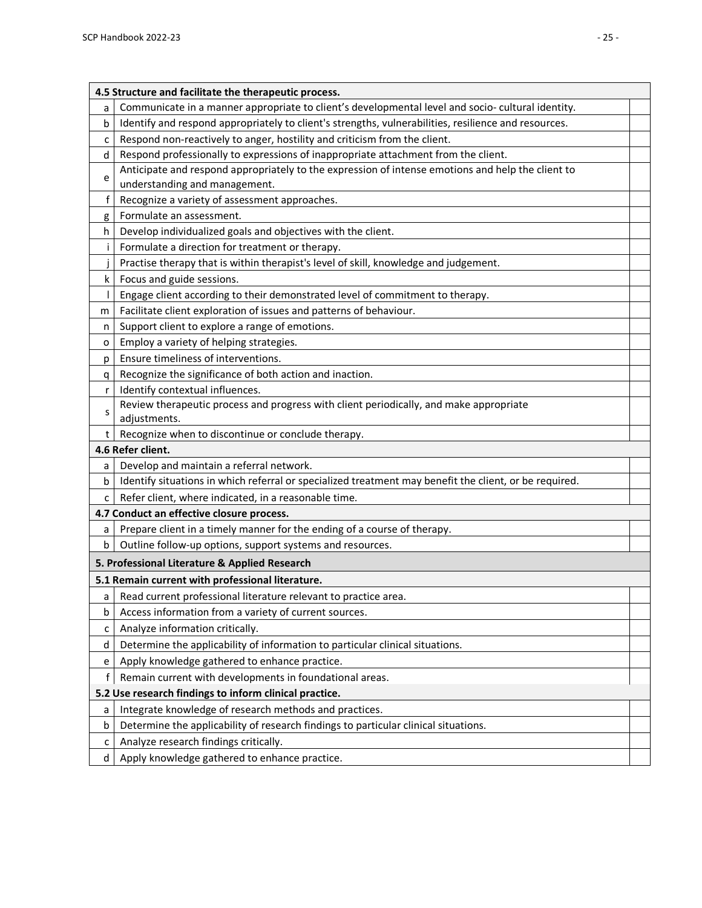| | 4.5 Structure and facilitate the therapeutic process. | |
|---|---|---|
| a | Communicate in a manner appropriate to client's developmental level and socio- cultural identity. | |
| b | Identify and respond appropriately to client's strengths, vulnerabilities, resilience and resources. | |
| c | Respond non-reactively to anger, hostility and criticism from the client. | |
| d | Respond professionally to expressions of inappropriate attachment from the client. | |
| e | Anticipate and respond appropriately to the expression of intense emotions and help the client to understanding and management. | |
| f | Recognize a variety of assessment approaches. | |
| g | Formulate an assessment. | |
| h | Develop individualized goals and objectives with the client. | |
| i | Formulate a direction for treatment or therapy. | |
| j | Practise therapy that is within therapist's level of skill, knowledge and judgement. | |
| k | Focus and guide sessions. | |
| l | Engage client according to their demonstrated level of commitment to therapy. | |
| m | Facilitate client exploration of issues and patterns of behaviour. | |
| n | Support client to explore a range of emotions. | |
| o | Employ a variety of helping strategies. | |
| p | Ensure timeliness of interventions. | |
| q | Recognize the significance of both action and inaction. | |
| r | Identify contextual influences. | |
| s | Review therapeutic process and progress with client periodically, and make appropriate adjustments. | |
| t | Recognize when to discontinue or conclude therapy. | |
| | **4.6 Refer client.** | |
| a | Develop and maintain a referral network. | |
| b | Identify situations in which referral or specialized treatment may benefit the client, or be required. | |
| c | Refer client, where indicated, in a reasonable time. | |
| | **4.7 Conduct an effective closure process.** | |
| a | Prepare client in a timely manner for the ending of a course of therapy. | |
| b | Outline follow-up options, support systems and resources. | |
| | **5. Professional Literature & Applied Research** | |
| | **5.1 Remain current with professional literature.** | |
| a | Read current professional literature relevant to practice area. | |
| b | Access information from a variety of current sources. | |
| c | Analyze information critically. | |
| d | Determine the applicability of information to particular clinical situations. | |
| e | Apply knowledge gathered to enhance practice. | |
| f | Remain current with developments in foundational areas. | |
| | **5.2 Use research findings to inform clinical practice.** | |
| a | Integrate knowledge of research methods and practices. | |
| b | Determine the applicability of research findings to particular clinical situations. | |
| c | Analyze research findings critically. | |
| d | Apply knowledge gathered to enhance practice. | |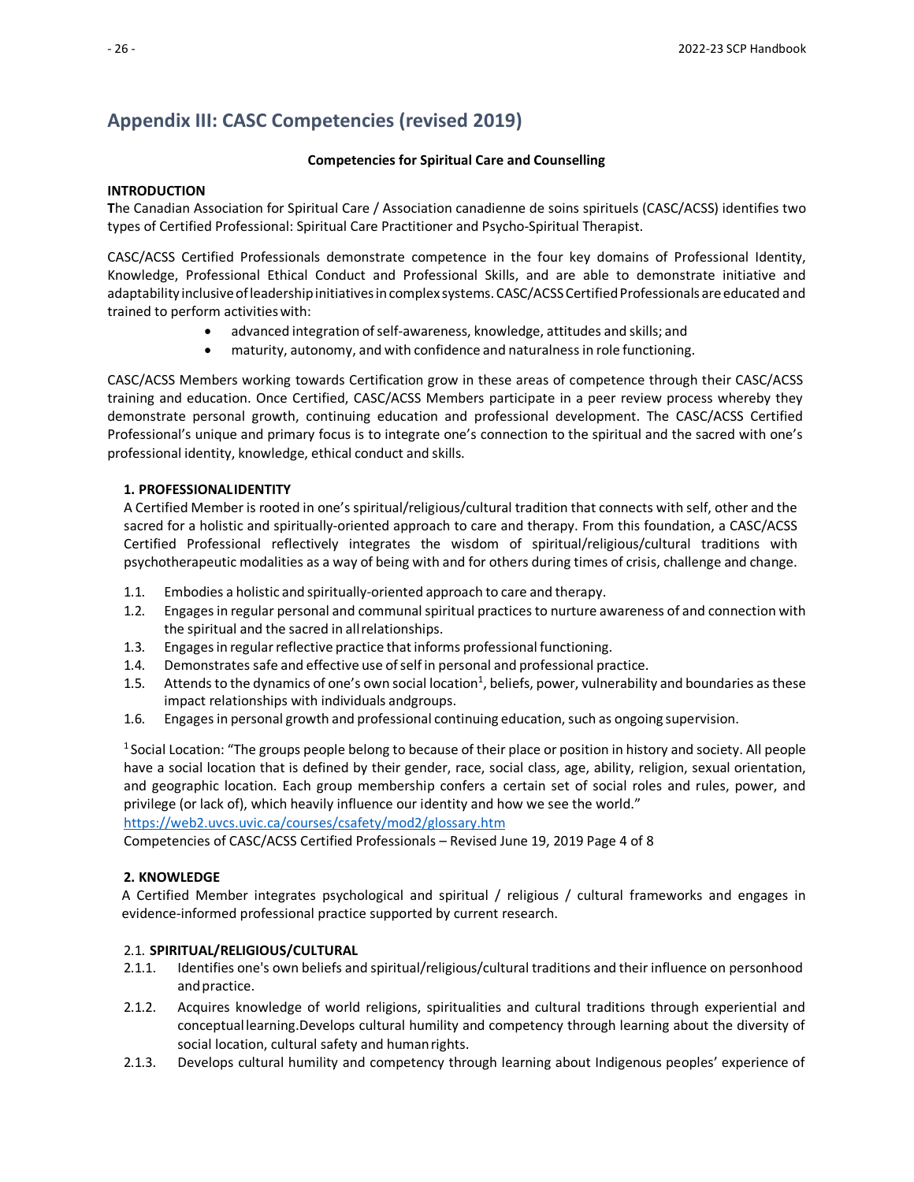## Appendix III: CASC Competencies (revised 2019)

**Competencies for Spiritual Care and Counselling**

**INTRODUCTION**

**T**he Canadian Association for Spiritual Care / Association canadienne de soins spirituels (CASC/ACSS) identifies two types of Certified Professional: Spiritual Care Practitioner and Psycho-Spiritual Therapist.

CASC/ACSS Certified Professionals demonstrate competence in the four key domains of Professional Identity, Knowledge, Professional Ethical Conduct and Professional Skills, and are able to demonstrate initiative and adaptability inclusive of leadership initiatives in complex systems. CASC/ACSS Certified Professionals are educated and trained to perform activities with:

- advanced integration of self-awareness, knowledge, attitudes and skills; and
- maturity, autonomy, and with confidence and naturalness in role functioning.

CASC/ACSS Members working towards Certification grow in these areas of competence through their CASC/ACSS training and education. Once Certified, CASC/ACSS Members participate in a peer review process whereby they demonstrate personal growth, continuing education and professional development. The CASC/ACSS Certified Professional's unique and primary focus is to integrate one's connection to the spiritual and the sacred with one's professional identity, knowledge, ethical conduct and skills.

**1. PROFESSIONAL IDENTITY**

A Certified Member is rooted in one's spiritual/religious/cultural tradition that connects with self, other and the sacred for a holistic and spiritually-oriented approach to care and therapy. From this foundation, a CASC/ACSS Certified Professional reflectively integrates the wisdom of spiritual/religious/cultural traditions with psychotherapeutic modalities as a way of being with and for others during times of crisis, challenge and change.

1.1. Embodies a holistic and spiritually-oriented approach to care and therapy.
1.2. Engages in regular personal and communal spiritual practices to nurture awareness of and connection with the spiritual and the sacred in all relationships.
1.3. Engages in regular reflective practice that informs professional functioning.
1.4. Demonstrates safe and effective use of self in personal and professional practice.
1.5. Attends to the dynamics of one's own social location[1], beliefs, power, vulnerability and boundaries as these impact relationships with individuals and groups.
1.6. Engages in personal growth and professional continuing education, such as ongoing supervision.

[1] Social Location: "The groups people belong to because of their place or position in history and society. All people have a social location that is defined by their gender, race, social class, age, ability, religion, sexual orientation, and geographic location. Each group membership confers a certain set of social roles and rules, power, and privilege (or lack of), which heavily influence our identity and how we see the world."
https://web2.uvcs.uvic.ca/courses/csafety/mod2/glossary.htm
Competencies of CASC/ACSS Certified Professionals – Revised June 19, 2019 Page 4 of 8

**2. KNOWLEDGE**

A Certified Member integrates psychological and spiritual / religious / cultural frameworks and engages in evidence-informed professional practice supported by current research.

2.1. **SPIRITUAL/RELIGIOUS/CULTURAL**

2.1.1. Identifies one's own beliefs and spiritual/religious/cultural traditions and their influence on personhood and practice.
2.1.2. Acquires knowledge of world religions, spiritualities and cultural traditions through experiential and conceptual learning.Develops cultural humility and competency through learning about the diversity of social location, cultural safety and human rights.
2.1.3. Develops cultural humility and competency through learning about Indigenous peoples' experience of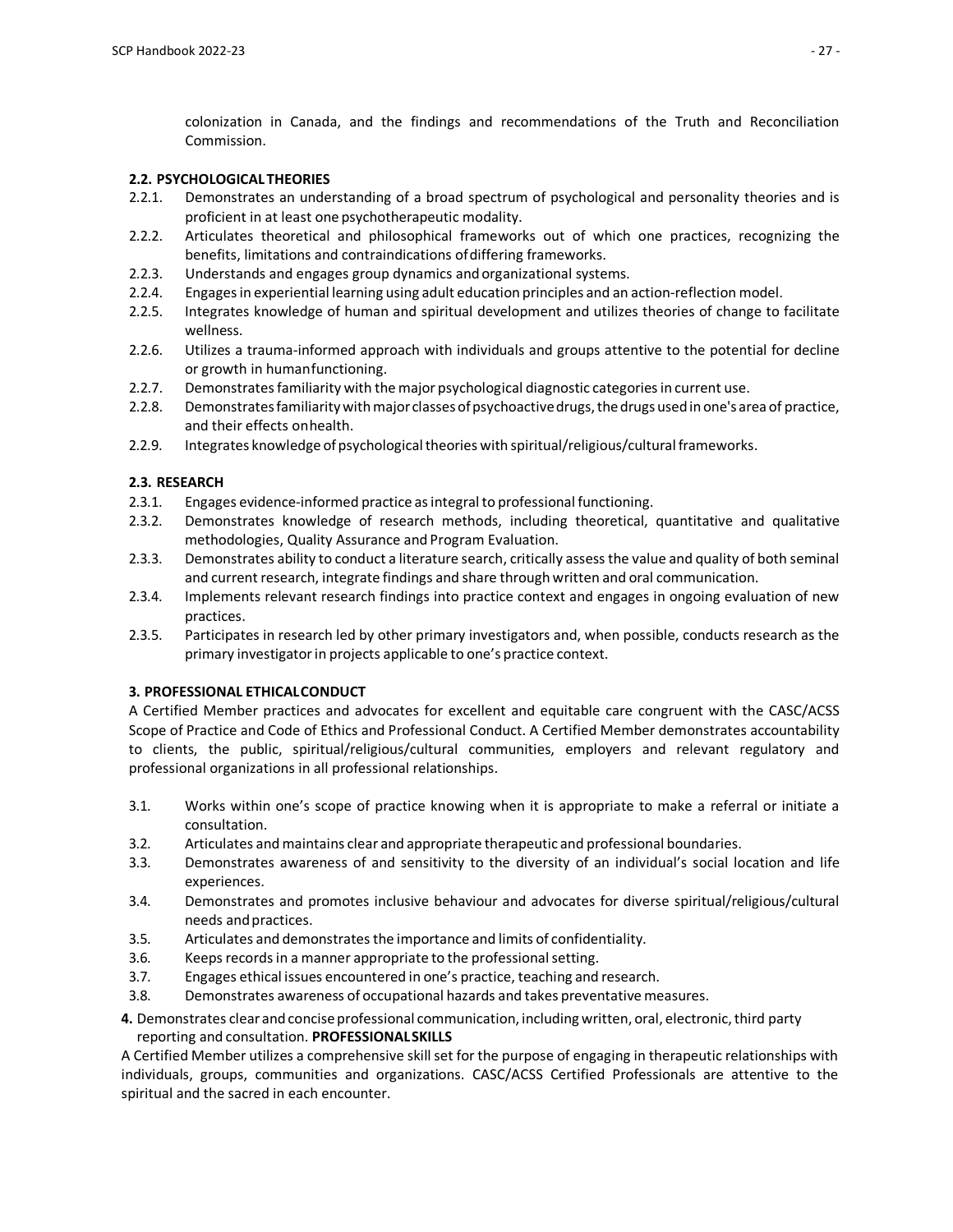colonization in Canada, and the findings and recommendations of the Truth and Reconciliation Commission.

**2.2. PSYCHOLOGICAL THEORIES**

2.2.1. Demonstrates an understanding of a broad spectrum of psychological and personality theories and is proficient in at least one psychotherapeutic modality.

2.2.2. Articulates theoretical and philosophical frameworks out of which one practices, recognizing the benefits, limitations and contraindications of differing frameworks.

2.2.3. Understands and engages group dynamics and organizational systems.

2.2.4. Engages in experiential learning using adult education principles and an action-reflection model.

2.2.5. Integrates knowledge of human and spiritual development and utilizes theories of change to facilitate wellness.

2.2.6. Utilizes a trauma-informed approach with individuals and groups attentive to the potential for decline or growth in human functioning.

2.2.7. Demonstrates familiarity with the major psychological diagnostic categories in current use.

2.2.8. Demonstrates familiarity with major classes of psychoactive drugs, the drugs used in one's area of practice, and their effects on health.

2.2.9. Integrates knowledge of psychological theories with spiritual/religious/cultural frameworks.

**2.3. RESEARCH**

2.3.1. Engages evidence-informed practice as integral to professional functioning.

2.3.2. Demonstrates knowledge of research methods, including theoretical, quantitative and qualitative methodologies, Quality Assurance and Program Evaluation.

2.3.3. Demonstrates ability to conduct a literature search, critically assess the value and quality of both seminal and current research, integrate findings and share through written and oral communication.

2.3.4. Implements relevant research findings into practice context and engages in ongoing evaluation of new practices.

2.3.5. Participates in research led by other primary investigators and, when possible, conducts research as the primary investigator in projects applicable to one's practice context.

**3. PROFESSIONAL ETHICAL CONDUCT**

A Certified Member practices and advocates for excellent and equitable care congruent with the CASC/ACSS Scope of Practice and Code of Ethics and Professional Conduct. A Certified Member demonstrates accountability to clients, the public, spiritual/religious/cultural communities, employers and relevant regulatory and professional organizations in all professional relationships.

3.1. Works within one's scope of practice knowing when it is appropriate to make a referral or initiate a consultation.

3.2. Articulates and maintains clear and appropriate therapeutic and professional boundaries.

3.3. Demonstrates awareness of and sensitivity to the diversity of an individual's social location and life experiences.

3.4. Demonstrates and promotes inclusive behaviour and advocates for diverse spiritual/religious/cultural needs and practices.

3.5. Articulates and demonstrates the importance and limits of confidentiality.

3.6. Keeps records in a manner appropriate to the professional setting.

3.7. Engages ethical issues encountered in one's practice, teaching and research.

3.8. Demonstrates awareness of occupational hazards and takes preventative measures.

**4.** Demonstrates clear and concise professional communication, including written, oral, electronic, third party reporting and consultation. **PROFESSIONAL SKILLS**

A Certified Member utilizes a comprehensive skill set for the purpose of engaging in therapeutic relationships with individuals, groups, communities and organizations. CASC/ACSS Certified Professionals are attentive to the spiritual and the sacred in each encounter.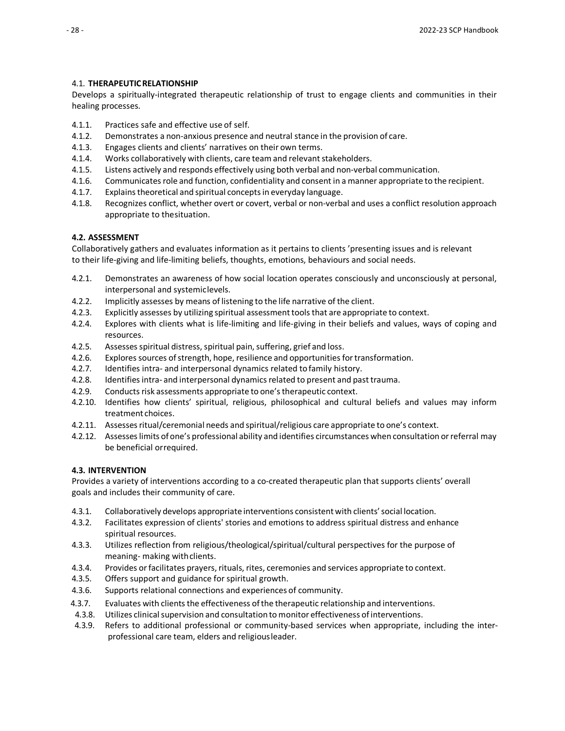### 4.1. THERAPEUTIC RELATIONSHIP

Develops a spiritually-integrated therapeutic relationship of trust to engage clients and communities in their healing processes.

- 4.1.1. Practices safe and effective use of self.
- 4.1.2. Demonstrates a non-anxious presence and neutral stance in the provision of care.
- 4.1.3. Engages clients and clients' narratives on their own terms.
- 4.1.4. Works collaboratively with clients, care team and relevant stakeholders.
- 4.1.5. Listens actively and responds effectively using both verbal and non-verbal communication.
- 4.1.6. Communicates role and function, confidentiality and consent in a manner appropriate to the recipient.
- 4.1.7. Explains theoretical and spiritual concepts in everyday language.
- 4.1.8. Recognizes conflict, whether overt or covert, verbal or non-verbal and uses a conflict resolution approach appropriate to the situation.

### 4.2. ASSESSMENT

Collaboratively gathers and evaluates information as it pertains to clients 'presenting issues and is relevant to their life-giving and life-limiting beliefs, thoughts, emotions, behaviours and social needs.

- 4.2.1. Demonstrates an awareness of how social location operates consciously and unconsciously at personal, interpersonal and systemic levels.
- 4.2.2. Implicitly assesses by means of listening to the life narrative of the client.
- 4.2.3. Explicitly assesses by utilizing spiritual assessment tools that are appropriate to context.
- 4.2.4. Explores with clients what is life-limiting and life-giving in their beliefs and values, ways of coping and resources.
- 4.2.5. Assesses spiritual distress, spiritual pain, suffering, grief and loss.
- 4.2.6. Explores sources of strength, hope, resilience and opportunities for transformation.
- 4.2.7. Identifies intra- and interpersonal dynamics related to family history.
- 4.2.8. Identifies intra- and interpersonal dynamics related to present and past trauma.
- 4.2.9. Conducts risk assessments appropriate to one's therapeutic context.
- 4.2.10. Identifies how clients' spiritual, religious, philosophical and cultural beliefs and values may inform treatment choices.
- 4.2.11. Assesses ritual/ceremonial needs and spiritual/religious care appropriate to one's context.
- 4.2.12. Assesses limits of one's professional ability and identifies circumstances when consultation or referral may be beneficial or required.

### 4.3. INTERVENTION

Provides a variety of interventions according to a co-created therapeutic plan that supports clients' overall goals and includes their community of care.

- 4.3.1. Collaboratively develops appropriate interventions consistent with clients' social location.
- 4.3.2. Facilitates expression of clients' stories and emotions to address spiritual distress and enhance spiritual resources.
- 4.3.3. Utilizes reflection from religious/theological/spiritual/cultural perspectives for the purpose of meaning- making with clients.
- 4.3.4. Provides or facilitates prayers, rituals, rites, ceremonies and services appropriate to context.
- 4.3.5. Offers support and guidance for spiritual growth.
- 4.3.6. Supports relational connections and experiences of community.
- 4.3.7. Evaluates with clients the effectiveness of the therapeutic relationship and interventions.
- 4.3.8. Utilizes clinical supervision and consultation to monitor effectiveness of interventions.
- 4.3.9. Refers to additional professional or community-based services when appropriate, including the inter-professional care team, elders and religious leader.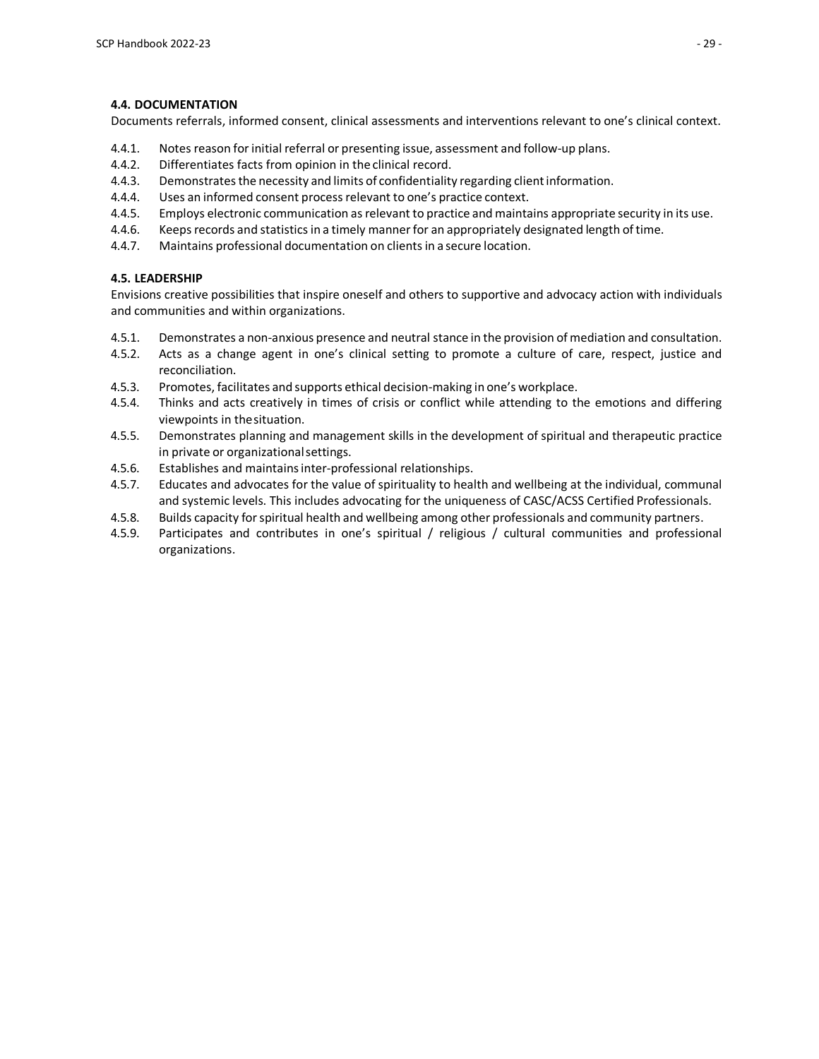### 4.4. DOCUMENTATION

Documents referrals, informed consent, clinical assessments and interventions relevant to one's clinical context.

- 4.4.1. Notes reason for initial referral or presenting issue, assessment and follow-up plans.
- 4.4.2. Differentiates facts from opinion in the clinical record.
- 4.4.3. Demonstrates the necessity and limits of confidentiality regarding client information.
- 4.4.4. Uses an informed consent process relevant to one's practice context.
- 4.4.5. Employs electronic communication as relevant to practice and maintains appropriate security in its use.
- 4.4.6. Keeps records and statistics in a timely manner for an appropriately designated length of time.
- 4.4.7. Maintains professional documentation on clients in a secure location.

### 4.5. LEADERSHIP

Envisions creative possibilities that inspire oneself and others to supportive and advocacy action with individuals and communities and within organizations.

- 4.5.1. Demonstrates a non-anxious presence and neutral stance in the provision of mediation and consultation.
- 4.5.2. Acts as a change agent in one's clinical setting to promote a culture of care, respect, justice and reconciliation.
- 4.5.3. Promotes, facilitates and supports ethical decision-making in one's workplace.
- 4.5.4. Thinks and acts creatively in times of crisis or conflict while attending to the emotions and differing viewpoints in the situation.
- 4.5.5. Demonstrates planning and management skills in the development of spiritual and therapeutic practice in private or organizational settings.
- 4.5.6. Establishes and maintains inter-professional relationships.
- 4.5.7. Educates and advocates for the value of spirituality to health and wellbeing at the individual, communal and systemic levels. This includes advocating for the uniqueness of CASC/ACSS Certified Professionals.
- 4.5.8. Builds capacity for spiritual health and wellbeing among other professionals and community partners.
- 4.5.9. Participates and contributes in one's spiritual / religious / cultural communities and professional organizations.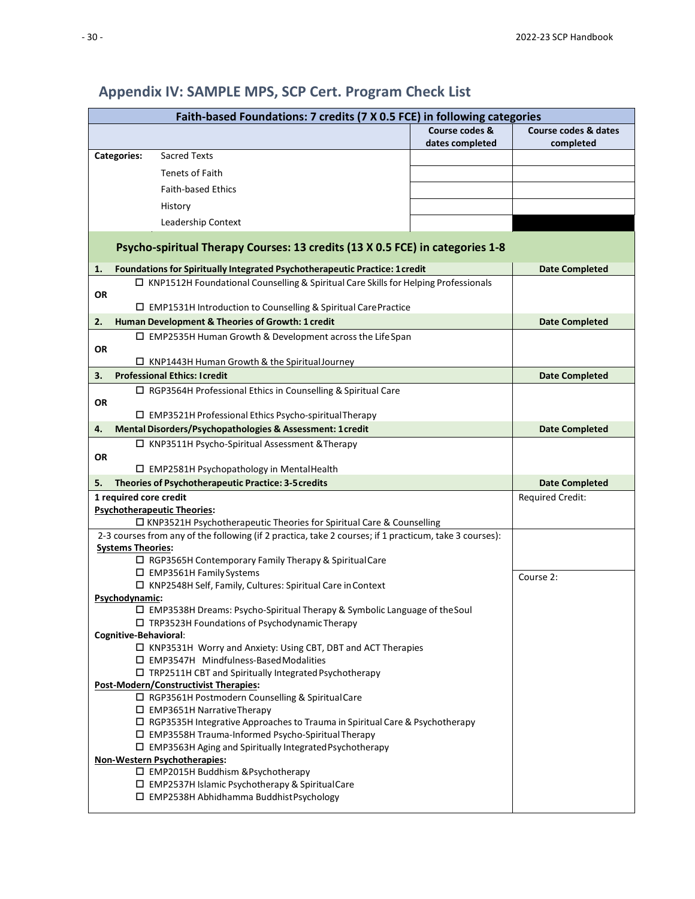## Appendix IV: SAMPLE MPS, SCP Cert. Program Check List

| Faith-based Foundations: 7 credits (7 X 0.5 FCE) in following categories | | | |
|---|---|---|---|
| | | Course codes & dates completed | Course codes & dates completed |
| **Categories:** | Sacred Texts | | |
| | Tenets of Faith | | |
| | Faith-based Ethics | | |
| | History | | |
| | Leadership Context | | |

| Psycho-spiritual Therapy Courses: 13 credits (13 X 0.5 FCE) in categories 1-8 | |
|---|---|
| **1. Foundations for Spiritually Integrated Psychotherapeutic Practice: 1 credit** | **Date Completed** |
| ☐ KNP1512H Foundational Counselling & Spiritual Care Skills for Helping Professionals<br>**OR**<br>☐ EMP1531H Introduction to Counselling & Spiritual Care Practice | |
| **2. Human Development & Theories of Growth: 1 credit** | **Date Completed** |
| ☐ EMP2535H Human Growth & Development across the Life Span<br>**OR**<br>☐ KNP1443H Human Growth & the Spiritual Journey | |
| **3. Professional Ethics: 1credit** | **Date Completed** |
| ☐ RGP3564H Professional Ethics in Counselling & Spiritual Care<br>**OR**<br>☐ EMP3521H Professional Ethics Psycho-spiritual Therapy | |
| **4. Mental Disorders/Psychopathologies & Assessment: 1 credit** | **Date Completed** |
| ☐ KNP3511H Psycho-Spiritual Assessment & Therapy<br>**OR**<br>☐ EMP2581H Psychopathology in Mental Health | |
| **5. Theories of Psychotherapeutic Practice: 3-5 credits** | **Date Completed** |
| **1 required core credit**<br>**Psychotherapeutic Theories:**<br>☐ KNP3521H Psychotherapeutic Theories for Spiritual Care & Counselling | Required Credit: |
| 2-3 courses from any of the following (if 2 practica, take 2 courses; if 1 practicum, take 3 courses):<br>**Systems Theories:**<br>☐ RGP3565H Contemporary Family Therapy & Spiritual Care<br>☐ EMP3561H Family Systems<br>☐ KNP2548H Self, Family, Cultures: Spiritual Care in Context<br>**Psychodynamic:**<br>☐ EMP3538H Dreams: Psycho-Spiritual Therapy & Symbolic Language of the Soul<br>☐ TRP3523H Foundations of Psychodynamic Therapy<br>**Cognitive-Behavioral:**<br>☐ KNP3531H Worry and Anxiety: Using CBT, DBT and ACT Therapies<br>☐ EMP3547H Mindfulness-Based Modalities<br>☐ TRP2511H CBT and Spiritually Integrated Psychotherapy<br>**Post-Modern/Constructivist Therapies:**<br>☐ RGP3561H Postmodern Counselling & Spiritual Care<br>☐ EMP3651H Narrative Therapy<br>☐ RGP3535H Integrative Approaches to Trauma in Spiritual Care & Psychotherapy<br>☐ EMP3558H Trauma-Informed Psycho-Spiritual Therapy<br>☐ EMP3563H Aging and Spiritually Integrated Psychotherapy<br>**Non-Western Psychotherapies:**<br>☐ EMP2015H Buddhism & Psychotherapy<br>☐ EMP2537H Islamic Psychotherapy & Spiritual Care<br>☐ EMP2538H Abhidhamma Buddhist Psychology | Course 2: |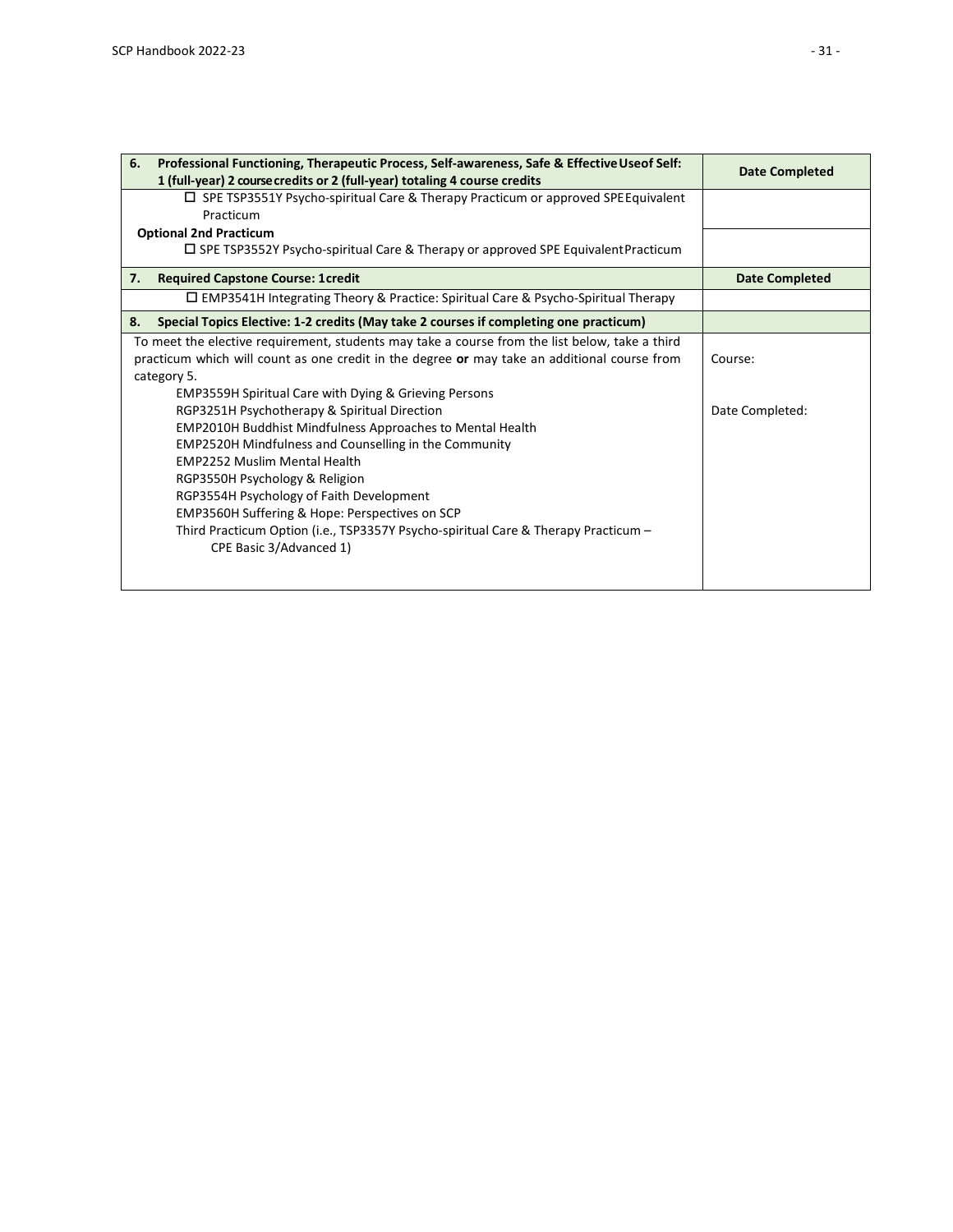| 6. Professional Functioning, Therapeutic Process, Self-awareness, Safe & Effective Use of Self: 1 (full-year) 2 course credits or 2 (full-year) totaling 4 course credits | Date Completed |
|---|---|
| ☐ SPE TSP3551Y Psycho-spiritual Care & Therapy Practicum or approved SPE Equivalent Practicum | |
| **Optional 2nd Practicum**<br>☐ SPE TSP3552Y Psycho-spiritual Care & Therapy or approved SPE Equivalent Practicum | |
| **7. Required Capstone Course: 1 credit** | **Date Completed** |
| ☐ EMP3541H Integrating Theory & Practice: Spiritual Care & Psycho-Spiritual Therapy | |
| **8. Special Topics Elective: 1-2 credits (May take 2 courses if completing one practicum)** | |
| To meet the elective requirement, students may take a course from the list below, take a third practicum which will count as one credit in the degree **or** may take an additional course from category 5.<br>EMP3559H Spiritual Care with Dying & Grieving Persons<br>RGP3251H Psychotherapy & Spiritual Direction<br>EMP2010H Buddhist Mindfulness Approaches to Mental Health<br>EMP2520H Mindfulness and Counselling in the Community<br>EMP2252 Muslim Mental Health<br>RGP3550H Psychology & Religion<br>RGP3554H Psychology of Faith Development<br>EMP3560H Suffering & Hope: Perspectives on SCP<br>Third Practicum Option (i.e., TSP3357Y Psycho-spiritual Care & Therapy Practicum – CPE Basic 3/Advanced 1) | Course:<br><br>Date Completed: |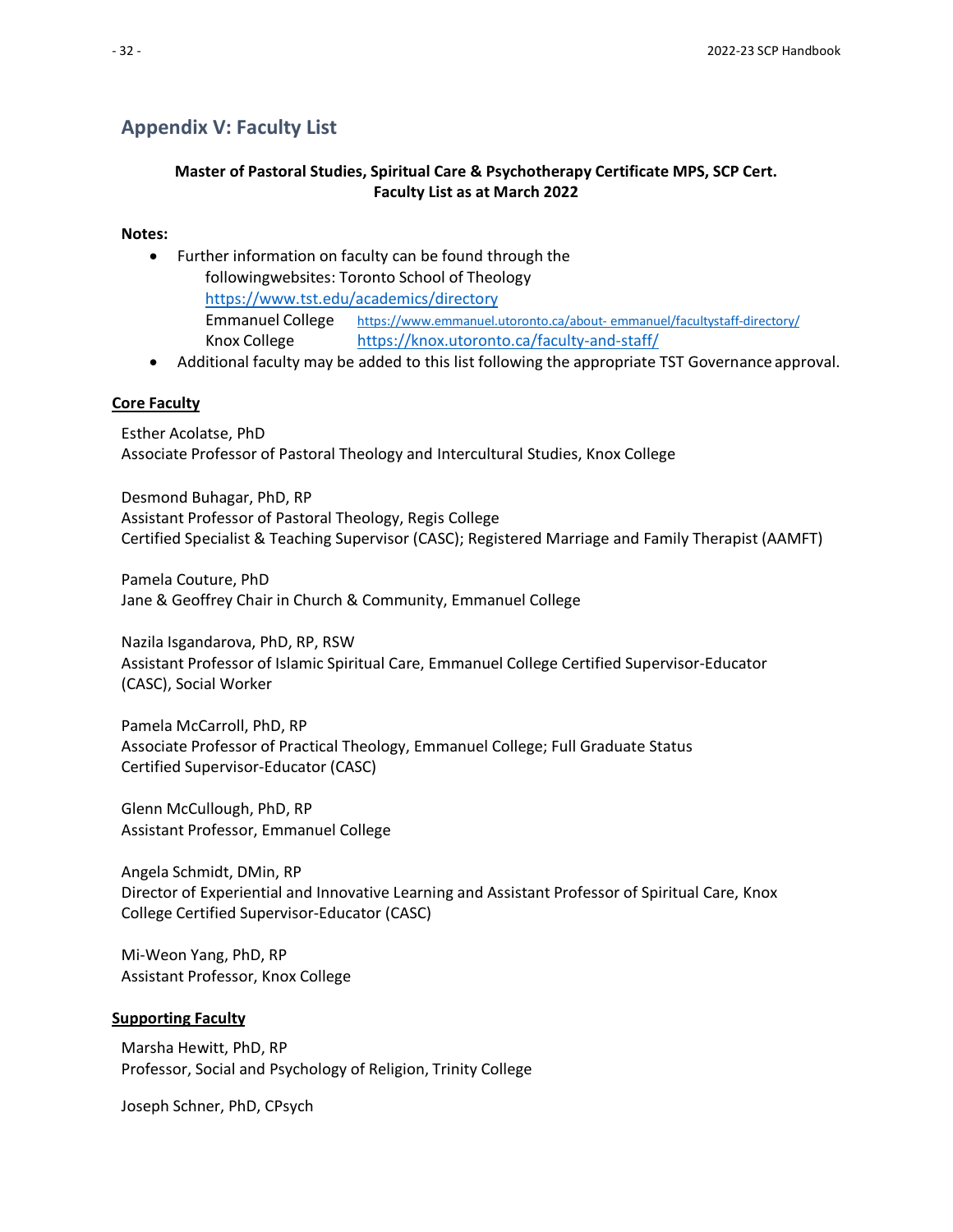## Appendix V: Faculty List

**Master of Pastoral Studies, Spiritual Care & Psychotherapy Certificate MPS, SCP Cert.**
**Faculty List as at March 2022**

**Notes:**

- Further information on faculty can be found through the followingwebsites: Toronto School of Theology https://www.tst.edu/academics/directory
  Emmanuel College https://www.emmanuel.utoronto.ca/about- emmanuel/facultystaff-directory/
  Knox College https://knox.utoronto.ca/faculty-and-staff/
- Additional faculty may be added to this list following the appropriate TST Governance approval.

**Core Faculty**

Esther Acolatse, PhD
Associate Professor of Pastoral Theology and Intercultural Studies, Knox College

Desmond Buhagar, PhD, RP
Assistant Professor of Pastoral Theology, Regis College
Certified Specialist & Teaching Supervisor (CASC); Registered Marriage and Family Therapist (AAMFT)

Pamela Couture, PhD
Jane & Geoffrey Chair in Church & Community, Emmanuel College

Nazila Isgandarova, PhD, RP, RSW
Assistant Professor of Islamic Spiritual Care, Emmanuel College Certified Supervisor-Educator (CASC), Social Worker

Pamela McCarroll, PhD, RP
Associate Professor of Practical Theology, Emmanuel College; Full Graduate Status
Certified Supervisor-Educator (CASC)

Glenn McCullough, PhD, RP
Assistant Professor, Emmanuel College

Angela Schmidt, DMin, RP
Director of Experiential and Innovative Learning and Assistant Professor of Spiritual Care, Knox College Certified Supervisor-Educator (CASC)

Mi-Weon Yang, PhD, RP
Assistant Professor, Knox College

**Supporting Faculty**

Marsha Hewitt, PhD, RP
Professor, Social and Psychology of Religion, Trinity College

Joseph Schner, PhD, CPsych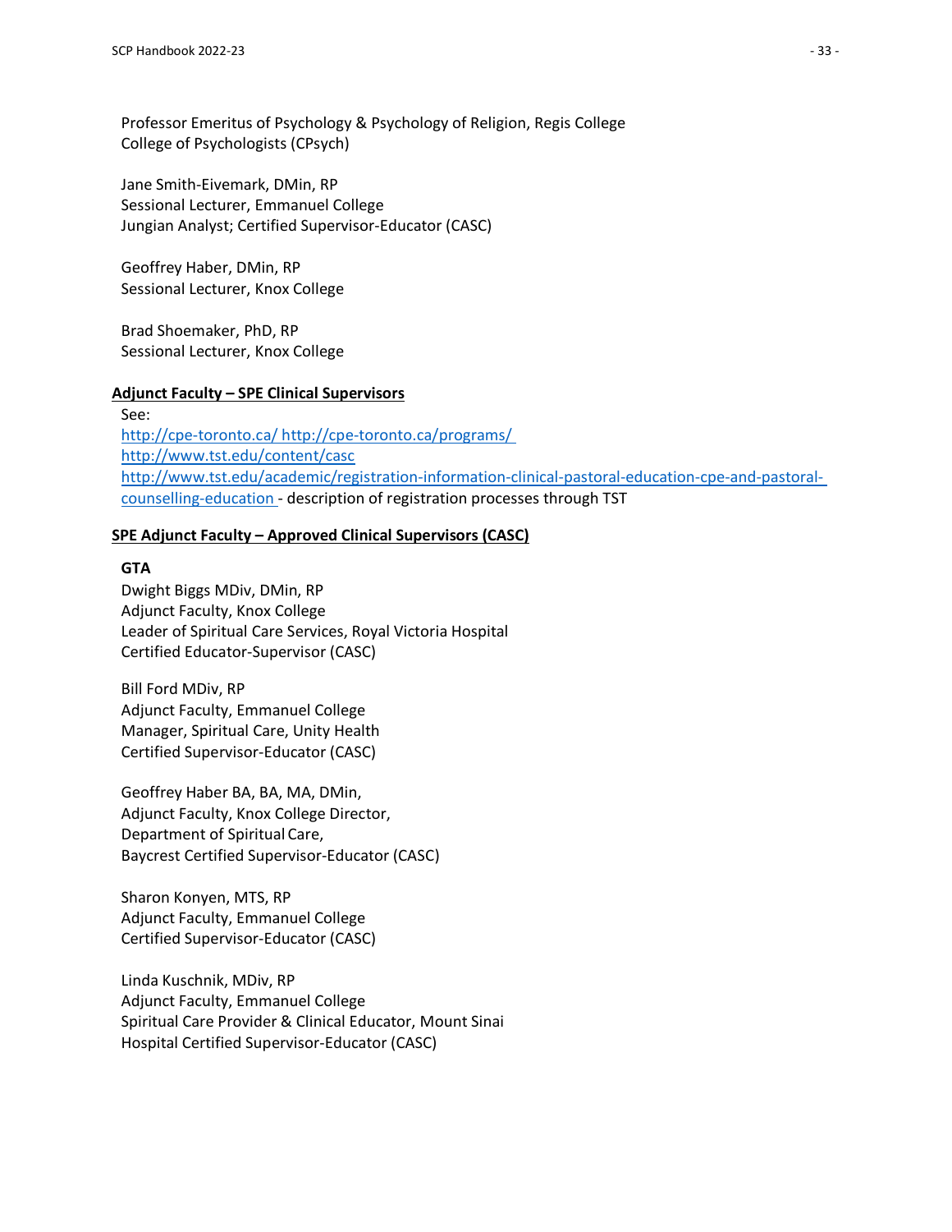Professor Emeritus of Psychology & Psychology of Religion, Regis College
College of Psychologists (CPsych)

Jane Smith-Eivemark, DMin, RP
Sessional Lecturer, Emmanuel College
Jungian Analyst; Certified Supervisor-Educator (CASC)

Geoffrey Haber, DMin, RP
Sessional Lecturer, Knox College

Brad Shoemaker, PhD, RP
Sessional Lecturer, Knox College

**Adjunct Faculty – SPE Clinical Supervisors**

See:
http://cpe-toronto.ca/ http://cpe-toronto.ca/programs/
http://www.tst.edu/content/casc
http://www.tst.edu/academic/registration-information-clinical-pastoral-education-cpe-and-pastoral-counselling-education - description of registration processes through TST

**SPE Adjunct Faculty – Approved Clinical Supervisors (CASC)**

**GTA**

Dwight Biggs MDiv, DMin, RP
Adjunct Faculty, Knox College
Leader of Spiritual Care Services, Royal Victoria Hospital
Certified Educator-Supervisor (CASC)

Bill Ford MDiv, RP
Adjunct Faculty, Emmanuel College
Manager, Spiritual Care, Unity Health
Certified Supervisor-Educator (CASC)

Geoffrey Haber BA, BA, MA, DMin,
Adjunct Faculty, Knox College Director,
Department of Spiritual Care,
Baycrest Certified Supervisor-Educator (CASC)

Sharon Konyen, MTS, RP
Adjunct Faculty, Emmanuel College
Certified Supervisor-Educator (CASC)

Linda Kuschnik, MDiv, RP
Adjunct Faculty, Emmanuel College
Spiritual Care Provider & Clinical Educator, Mount Sinai
Hospital Certified Supervisor-Educator (CASC)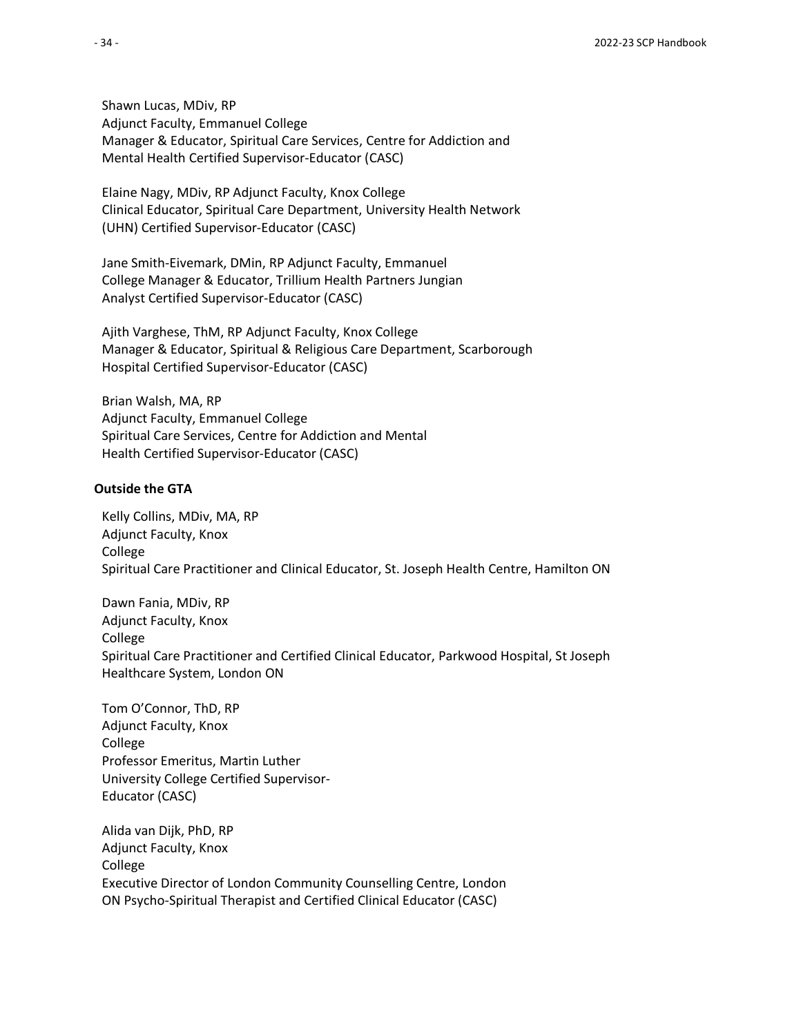Shawn Lucas, MDiv, RP
Adjunct Faculty, Emmanuel College
Manager & Educator, Spiritual Care Services, Centre for Addiction and Mental Health Certified Supervisor-Educator (CASC)

Elaine Nagy, MDiv, RP Adjunct Faculty, Knox College
Clinical Educator, Spiritual Care Department, University Health Network (UHN) Certified Supervisor-Educator (CASC)

Jane Smith-Eivemark, DMin, RP Adjunct Faculty, Emmanuel College Manager & Educator, Trillium Health Partners Jungian Analyst Certified Supervisor-Educator (CASC)

Ajith Varghese, ThM, RP Adjunct Faculty, Knox College
Manager & Educator, Spiritual & Religious Care Department, Scarborough Hospital Certified Supervisor-Educator (CASC)

Brian Walsh, MA, RP
Adjunct Faculty, Emmanuel College
Spiritual Care Services, Centre for Addiction and Mental Health Certified Supervisor-Educator (CASC)

**Outside the GTA**

Kelly Collins, MDiv, MA, RP
Adjunct Faculty, Knox College
Spiritual Care Practitioner and Clinical Educator, St. Joseph Health Centre, Hamilton ON

Dawn Fania, MDiv, RP
Adjunct Faculty, Knox College
Spiritual Care Practitioner and Certified Clinical Educator, Parkwood Hospital, St Joseph Healthcare System, London ON

Tom O'Connor, ThD, RP
Adjunct Faculty, Knox College
Professor Emeritus, Martin Luther University College Certified Supervisor-Educator (CASC)

Alida van Dijk, PhD, RP
Adjunct Faculty, Knox College
Executive Director of London Community Counselling Centre, London ON Psycho-Spiritual Therapist and Certified Clinical Educator (CASC)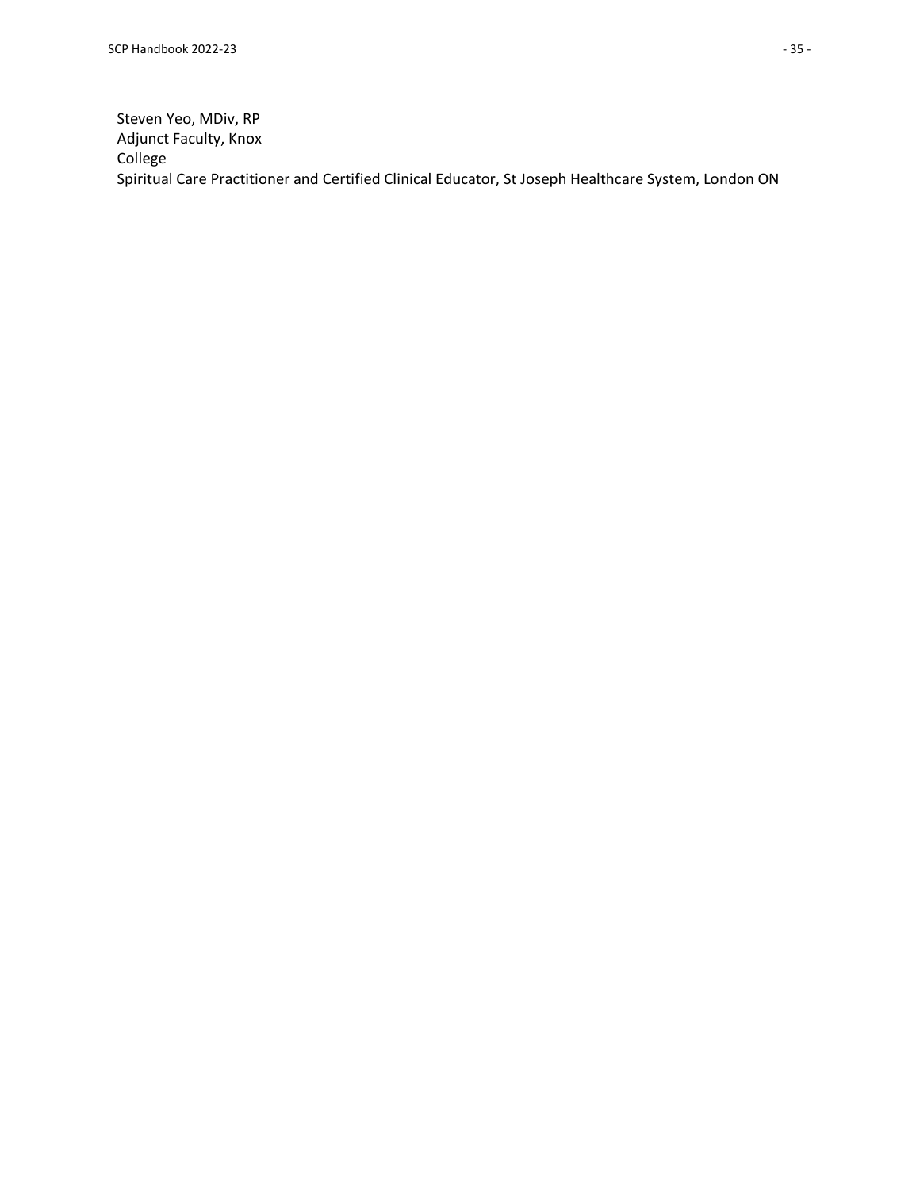Steven Yeo, MDiv, RP
Adjunct Faculty, Knox
College
Spiritual Care Practitioner and Certified Clinical Educator, St Joseph Healthcare System, London ON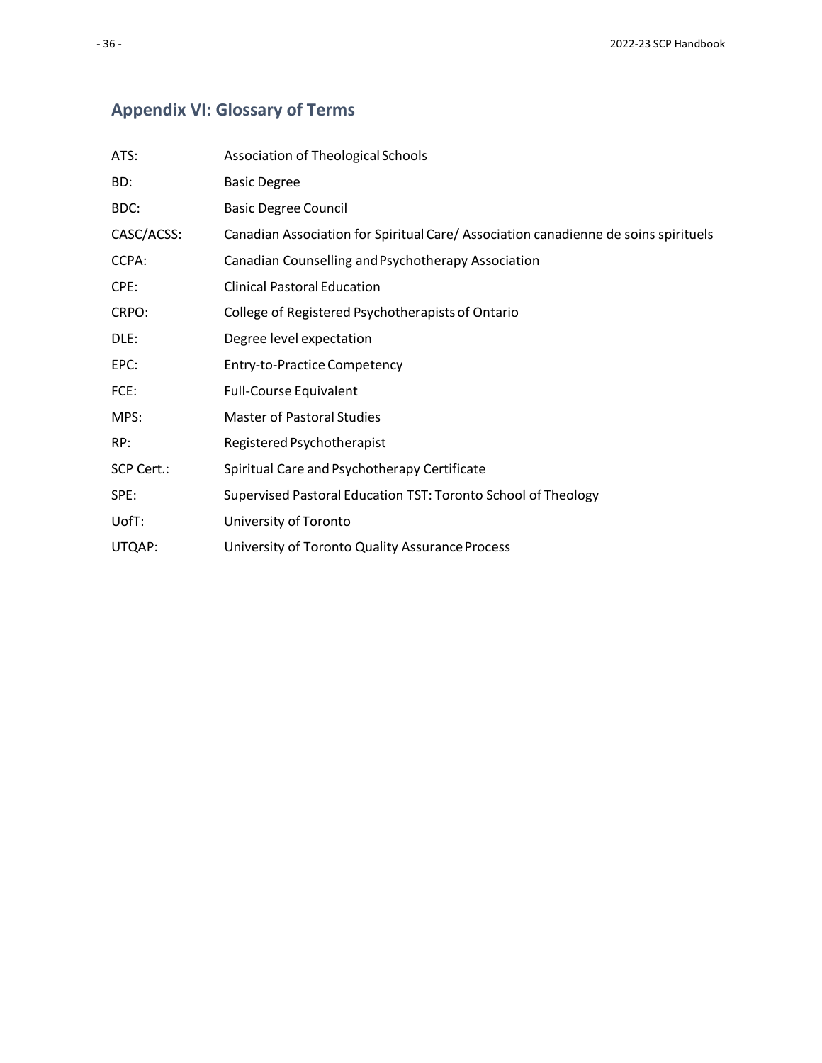## Appendix VI: Glossary of Terms

| | |
|---|---|
| ATS: | Association of Theological Schools |
| BD: | Basic Degree |
| BDC: | Basic Degree Council |
| CASC/ACSS: | Canadian Association for Spiritual Care/ Association canadienne de soins spirituels |
| CCPA: | Canadian Counselling and Psychotherapy Association |
| CPE: | Clinical Pastoral Education |
| CRPO: | College of Registered Psychotherapists of Ontario |
| DLE: | Degree level expectation |
| EPC: | Entry-to-Practice Competency |
| FCE: | Full-Course Equivalent |
| MPS: | Master of Pastoral Studies |
| RP: | Registered Psychotherapist |
| SCP Cert.: | Spiritual Care and Psychotherapy Certificate |
| SPE: | Supervised Pastoral Education TST: Toronto School of Theology |
| UofT: | University of Toronto |
| UTQAP: | University of Toronto Quality Assurance Process |